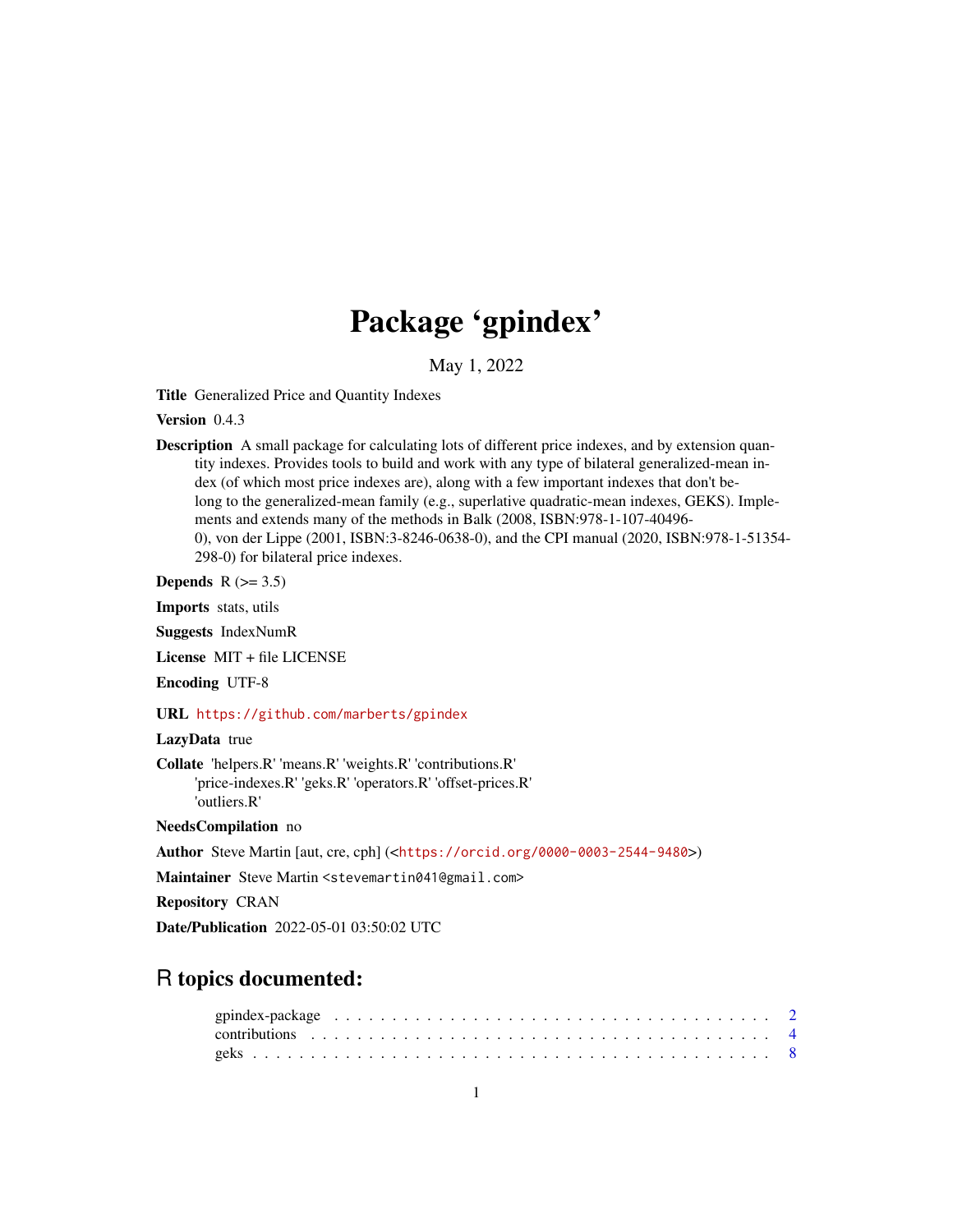# Package 'gpindex'

May 1, 2022

**Title** Generalized Price and Quantity Indexes

**Version** 0.4.3

**Description** A small package for calculating lots of different price indexes, and by extension quantity indexes. Provides tools to build and work with any type of bilateral generalized-mean index (of which most price indexes are), along with a few important indexes that don't belong to the generalized-mean family (e.g., superlative quadratic-mean indexes, GEKS). Implements and extends many of the methods in Balk (2008, ISBN:978-1-107-40496-0), von der Lippe (2001, ISBN:3-8246-0638-0), and the CPI manual (2020, ISBN:978-1-51354-298-0) for bilateral price indexes.

**Depends** R (>= 3.5)

**Imports** stats, utils

**Suggests** IndexNumR

**License** MIT + file LICENSE

**Encoding** UTF-8

**URL** https://github.com/marberts/gpindex

**LazyData** true

**Collate** 'helpers.R' 'means.R' 'weights.R' 'contributions.R' 'price-indexes.R' 'geks.R' 'operators.R' 'offset-prices.R' 'outliers.R'

**NeedsCompilation** no

**Author** Steve Martin [aut, cre, cph] (<https://orcid.org/0000-0003-2544-9480>)

**Maintainer** Steve Martin <stevemartin041@gmail.com>

**Repository** CRAN

**Date/Publication** 2022-05-01 03:50:02 UTC

## R topics documented:

gpindex-package . . . . . . . . . . . . . . . . . . . . . . . . . . . . . . . . . . . . 2
contributions . . . . . . . . . . . . . . . . . . . . . . . . . . . . . . . . . . . . . . 4
geks . . . . . . . . . . . . . . . . . . . . . . . . . . . . . . . . . . . . . . . . . . 8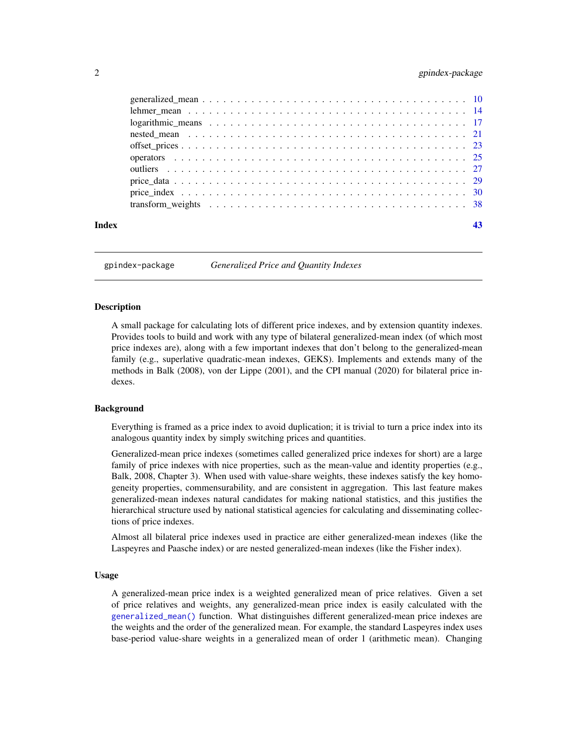generalized_mean . . . . . . . . . . . . . . . . . . . . . . . . . . . . . . . . . . . . 10
lehmer_mean . . . . . . . . . . . . . . . . . . . . . . . . . . . . . . . . . . . . . . 14
logarithmic_means . . . . . . . . . . . . . . . . . . . . . . . . . . . . . . . . . . . 17
nested_mean . . . . . . . . . . . . . . . . . . . . . . . . . . . . . . . . . . . . . . 21
offset_prices . . . . . . . . . . . . . . . . . . . . . . . . . . . . . . . . . . . . . 23
operators . . . . . . . . . . . . . . . . . . . . . . . . . . . . . . . . . . . . . . . 25
outliers . . . . . . . . . . . . . . . . . . . . . . . . . . . . . . . . . . . . . . . . 27
price_data . . . . . . . . . . . . . . . . . . . . . . . . . . . . . . . . . . . . . . . 29
price_index . . . . . . . . . . . . . . . . . . . . . . . . . . . . . . . . . . . . . . 30
transform_weights . . . . . . . . . . . . . . . . . . . . . . . . . . . . . . . . . . . 38

**Index** 43

---

`gpindex-package` *Generalized Price and Quantity Indexes*

---

## Description

A small package for calculating lots of different price indexes, and by extension quantity indexes. Provides tools to build and work with any type of bilateral generalized-mean index (of which most price indexes are), along with a few important indexes that don't belong to the generalized-mean family (e.g., superlative quadratic-mean indexes, GEKS). Implements and extends many of the methods in Balk (2008), von der Lippe (2001), and the CPI manual (2020) for bilateral price indexes.

## Background

Everything is framed as a price index to avoid duplication; it is trivial to turn a price index into its analogous quantity index by simply switching prices and quantities.

Generalized-mean price indexes (sometimes called generalized price indexes for short) are a large family of price indexes with nice properties, such as the mean-value and identity properties (e.g., Balk, 2008, Chapter 3). When used with value-share weights, these indexes satisfy the key homogeneity properties, commensurability, and are consistent in aggregation. This last feature makes generalized-mean indexes natural candidates for making national statistics, and this justifies the hierarchical structure used by national statistical agencies for calculating and disseminating collections of price indexes.

Almost all bilateral price indexes used in practice are either generalized-mean indexes (like the Laspeyres and Paasche index) or are nested generalized-mean indexes (like the Fisher index).

## Usage

A generalized-mean price index is a weighted generalized mean of price relatives. Given a set of price relatives and weights, any generalized-mean price index is easily calculated with the `generalized_mean()` function. What distinguishes different generalized-mean price indexes are the weights and the order of the generalized mean. For example, the standard Laspeyres index uses base-period value-share weights in a generalized mean of order 1 (arithmetic mean). Changing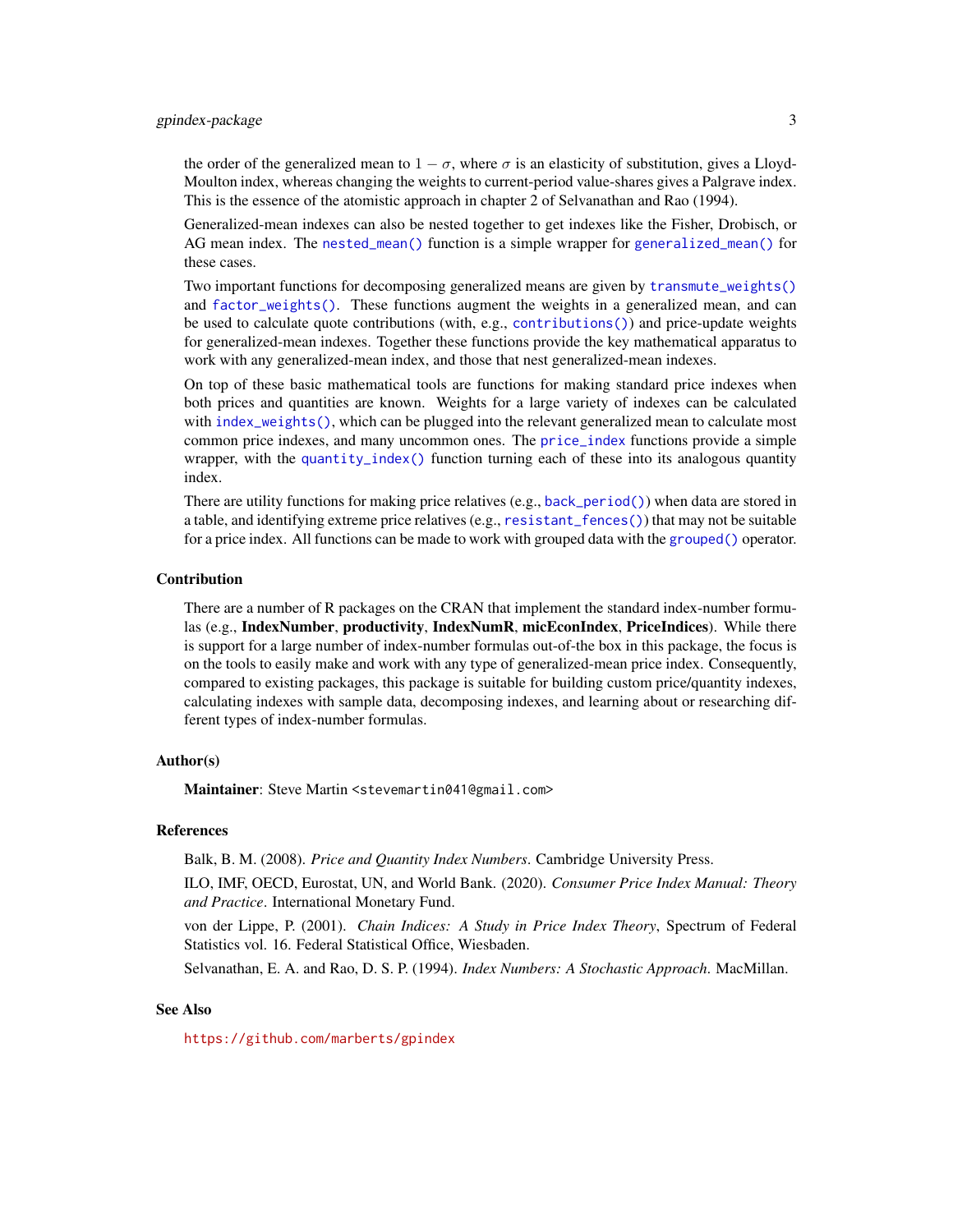the order of the generalized mean to $1 - \sigma$, where $\sigma$ is an elasticity of substitution, gives a Lloyd-Moulton index, whereas changing the weights to current-period value-shares gives a Palgrave index. This is the essence of the atomistic approach in chapter 2 of Selvanathan and Rao (1994).

Generalized-mean indexes can also be nested together to get indexes like the Fisher, Drobisch, or AG mean index. The `nested_mean()` function is a simple wrapper for `generalized_mean()` for these cases.

Two important functions for decomposing generalized means are given by `transmute_weights()` and `factor_weights()`. These functions augment the weights in a generalized mean, and can be used to calculate quote contributions (with, e.g., `contributions()`) and price-update weights for generalized-mean indexes. Together these functions provide the key mathematical apparatus to work with any generalized-mean index, and those that nest generalized-mean indexes.

On top of these basic mathematical tools are functions for making standard price indexes when both prices and quantities are known. Weights for a large variety of indexes can be calculated with `index_weights()`, which can be plugged into the relevant generalized mean to calculate most common price indexes, and many uncommon ones. The `price_index` functions provide a simple wrapper, with the `quantity_index()` function turning each of these into its analogous quantity index.

There are utility functions for making price relatives (e.g., `back_period()`) when data are stored in a table, and identifying extreme price relatives (e.g., `resistant_fences()`) that may not be suitable for a price index. All functions can be made to work with grouped data with the `grouped()` operator.

### Contribution

There are a number of R packages on the CRAN that implement the standard index-number formulas (e.g., **IndexNumber**, **productivity**, **IndexNumR**, **micEconIndex**, **PriceIndices**). While there is support for a large number of index-number formulas out-of-the box in this package, the focus is on the tools to easily make and work with any type of generalized-mean price index. Consequently, compared to existing packages, this package is suitable for building custom price/quantity indexes, calculating indexes with sample data, decomposing indexes, and learning about or researching different types of index-number formulas.

### Author(s)

**Maintainer**: Steve Martin <stevemartin041@gmail.com>

### References

Balk, B. M. (2008). *Price and Quantity Index Numbers*. Cambridge University Press.

ILO, IMF, OECD, Eurostat, UN, and World Bank. (2020). *Consumer Price Index Manual: Theory and Practice*. International Monetary Fund.

von der Lippe, P. (2001). *Chain Indices: A Study in Price Index Theory*, Spectrum of Federal Statistics vol. 16. Federal Statistical Office, Wiesbaden.

Selvanathan, E. A. and Rao, D. S. P. (1994). *Index Numbers: A Stochastic Approach*. MacMillan.

### See Also

https://github.com/marberts/gpindex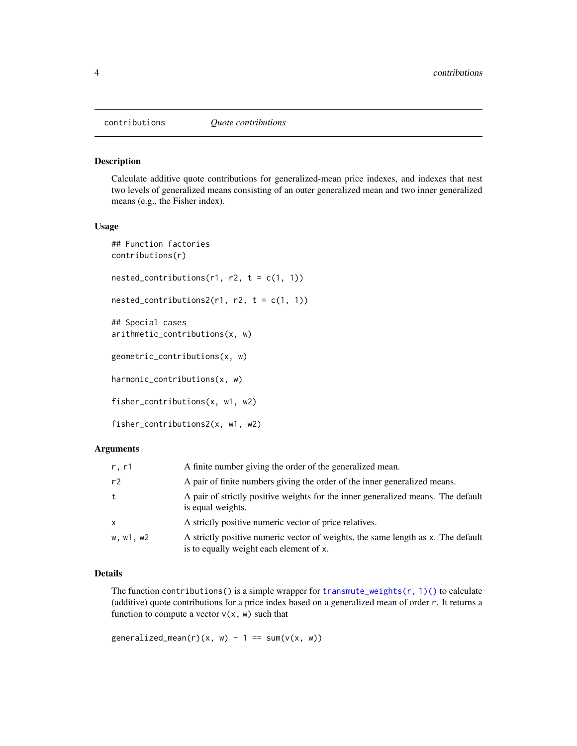## contributions — *Quote contributions*

### Description

Calculate additive quote contributions for generalized-mean price indexes, and indexes that nest two levels of generalized means consisting of an outer generalized mean and two inner generalized means (e.g., the Fisher index).

### Usage

```
## Function factories
contributions(r)

nested_contributions(r1, r2, t = c(1, 1))

nested_contributions2(r1, r2, t = c(1, 1))

## Special cases
arithmetic_contributions(x, w)

geometric_contributions(x, w)

harmonic_contributions(x, w)

fisher_contributions(x, w1, w2)

fisher_contributions2(x, w1, w2)
```

### Arguments

| | |
|---|---|
| r, r1 | A finite number giving the order of the generalized mean. |
| r2 | A pair of finite numbers giving the order of the inner generalized means. |
| t | A pair of strictly positive weights for the inner generalized means. The default is equal weights. |
| x | A strictly positive numeric vector of price relatives. |
| w, w1, w2 | A strictly positive numeric vector of weights, the same length as x. The default is to equally weight each element of x. |

### Details

The function `contributions()` is a simple wrapper for `transmute_weights(r, 1)()` to calculate (additive) quote contributions for a price index based on a generalized mean of order `r`. It returns a function to compute a vector `v(x, w)` such that

```
generalized_mean(r)(x, w) - 1 == sum(v(x, w))
```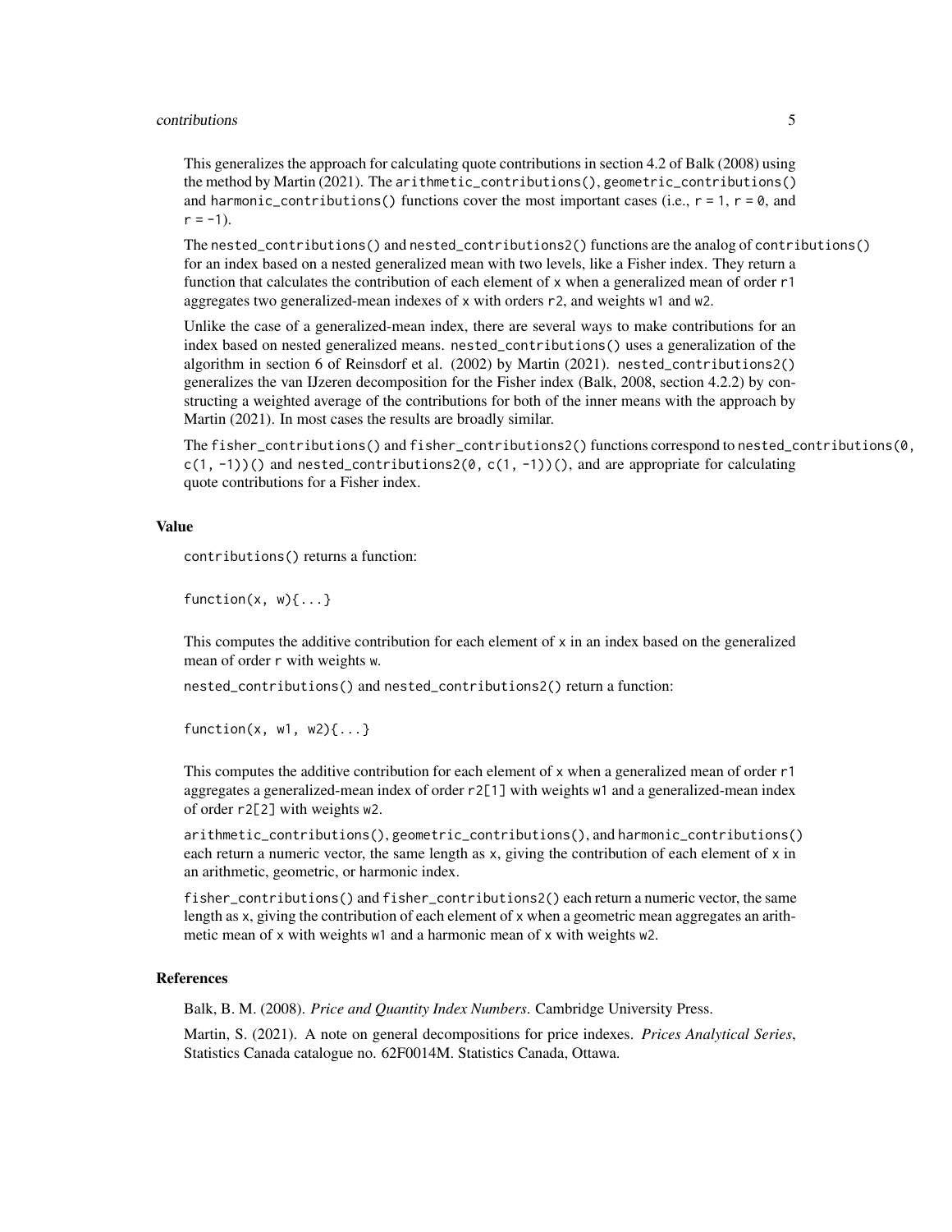This generalizes the approach for calculating quote contributions in section 4.2 of Balk (2008) using the method by Martin (2021). The `arithmetic_contributions()`, `geometric_contributions()` and `harmonic_contributions()` functions cover the most important cases (i.e., `r = 1`, `r = 0`, and `r = -1`).

The `nested_contributions()` and `nested_contributions2()` functions are the analog of `contributions()` for an index based on a nested generalized mean with two levels, like a Fisher index. They return a function that calculates the contribution of each element of `x` when a generalized mean of order `r1` aggregates two generalized-mean indexes of `x` with orders `r2`, and weights `w1` and `w2`.

Unlike the case of a generalized-mean index, there are several ways to make contributions for an index based on nested generalized means. `nested_contributions()` uses a generalization of the algorithm in section 6 of Reinsdorf et al. (2002) by Martin (2021). `nested_contributions2()` generalizes the van IJzeren decomposition for the Fisher index (Balk, 2008, section 4.2.2) by constructing a weighted average of the contributions for both of the inner means with the approach by Martin (2021). In most cases the results are broadly similar.

The `fisher_contributions()` and `fisher_contributions2()` functions correspond to `nested_contributions(0, c(1, -1))()` and `nested_contributions2(0, c(1, -1))()`, and are appropriate for calculating quote contributions for a Fisher index.

## Value

`contributions()` returns a function:

```
function(x, w){...}
```

This computes the additive contribution for each element of `x` in an index based on the generalized mean of order `r` with weights `w`.

`nested_contributions()` and `nested_contributions2()` return a function:

```
function(x, w1, w2){...}
```

This computes the additive contribution for each element of `x` when a generalized mean of order `r1` aggregates a generalized-mean index of order `r2[1]` with weights `w1` and a generalized-mean index of order `r2[2]` with weights `w2`.

`arithmetic_contributions()`, `geometric_contributions()`, and `harmonic_contributions()` each return a numeric vector, the same length as `x`, giving the contribution of each element of `x` in an arithmetic, geometric, or harmonic index.

`fisher_contributions()` and `fisher_contributions2()` each return a numeric vector, the same length as `x`, giving the contribution of each element of `x` when a geometric mean aggregates an arithmetic mean of `x` with weights `w1` and a harmonic mean of `x` with weights `w2`.

## References

Balk, B. M. (2008). *Price and Quantity Index Numbers*. Cambridge University Press.

Martin, S. (2021). A note on general decompositions for price indexes. *Prices Analytical Series*, Statistics Canada catalogue no. 62F0014M. Statistics Canada, Ottawa.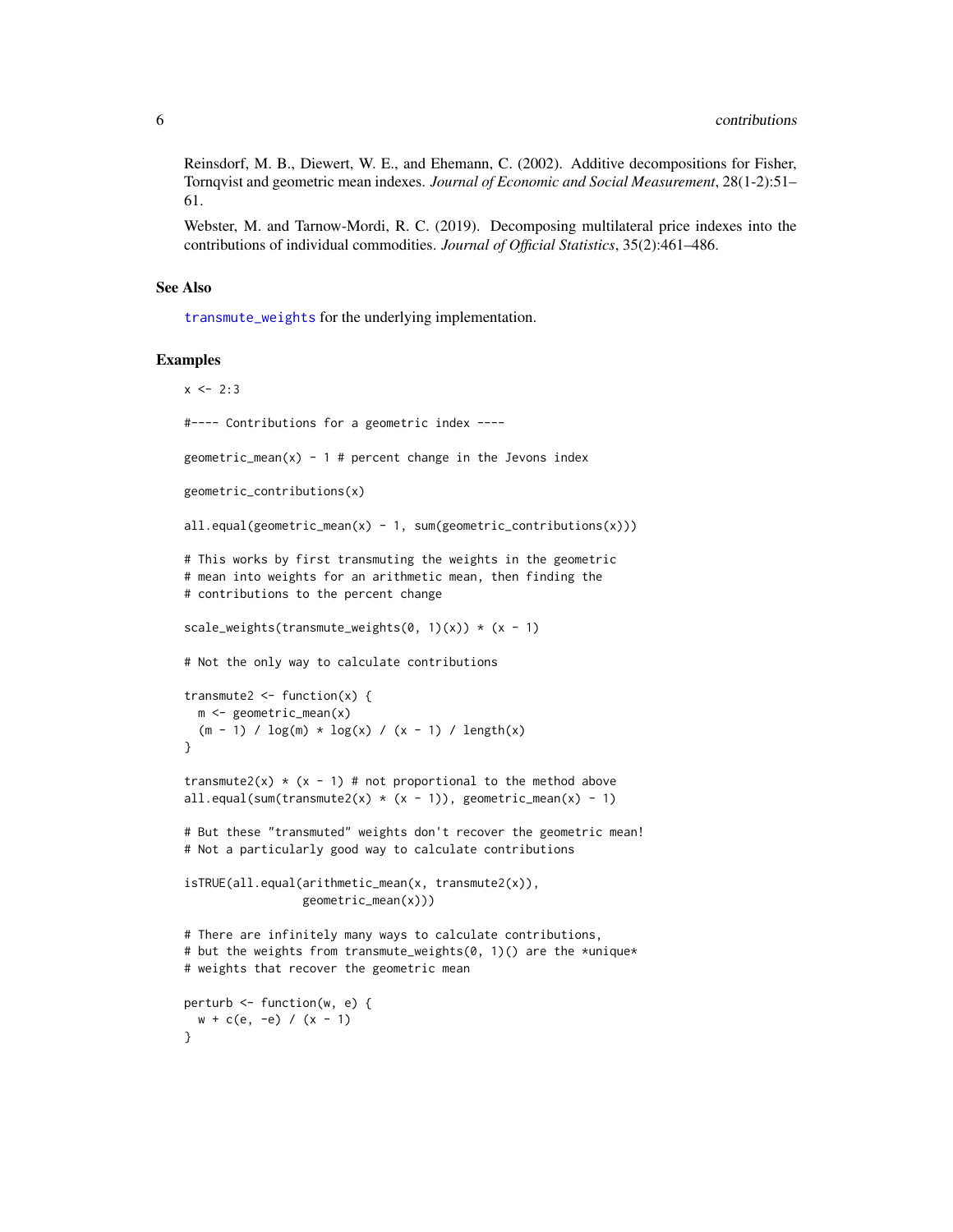Reinsdorf, M. B., Diewert, W. E., and Ehemann, C. (2002). Additive decompositions for Fisher, Tornqvist and geometric mean indexes. *Journal of Economic and Social Measurement*, 28(1-2):51–61.

Webster, M. and Tarnow-Mordi, R. C. (2019). Decomposing multilateral price indexes into the contributions of individual commodities. *Journal of Official Statistics*, 35(2):461–486.

## See Also

transmute_weights for the underlying implementation.

## Examples

```
x <- 2:3

#---- Contributions for a geometric index ----

geometric_mean(x) - 1 # percent change in the Jevons index

geometric_contributions(x)

all.equal(geometric_mean(x) - 1, sum(geometric_contributions(x)))

# This works by first transmuting the weights in the geometric
# mean into weights for an arithmetic mean, then finding the
# contributions to the percent change

scale_weights(transmute_weights(0, 1)(x)) * (x - 1)

# Not the only way to calculate contributions

transmute2 <- function(x) {
  m <- geometric_mean(x)
  (m - 1) / log(m) * log(x) / (x - 1) / length(x)
}

transmute2(x) * (x - 1) # not proportional to the method above
all.equal(sum(transmute2(x) * (x - 1)), geometric_mean(x) - 1)

# But these "transmuted" weights don't recover the geometric mean!
# Not a particularly good way to calculate contributions

isTRUE(all.equal(arithmetic_mean(x, transmute2(x)),
                 geometric_mean(x)))

# There are infinitely many ways to calculate contributions,
# but the weights from transmute_weights(0, 1)() are the *unique*
# weights that recover the geometric mean

perturb <- function(w, e) {
  w + c(e, -e) / (x - 1)
}
```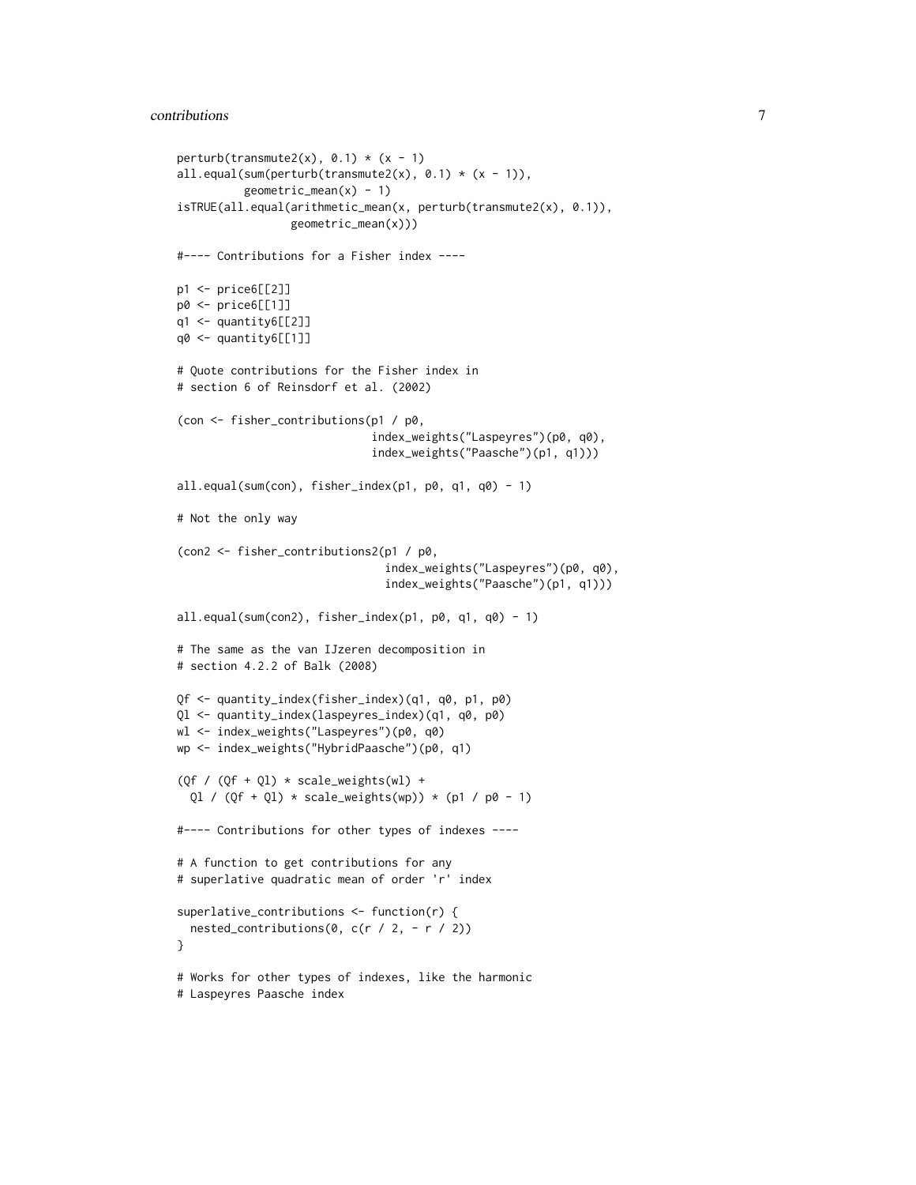```r
perturb(transmute2(x), 0.1) * (x - 1)
all.equal(sum(perturb(transmute2(x), 0.1) * (x - 1)),
          geometric_mean(x) - 1)
isTRUE(all.equal(arithmetic_mean(x, perturb(transmute2(x), 0.1)),
                 geometric_mean(x)))

#---- Contributions for a Fisher index ----

p1 <- price6[[2]]
p0 <- price6[[1]]
q1 <- quantity6[[2]]
q0 <- quantity6[[1]]

# Quote contributions for the Fisher index in
# section 6 of Reinsdorf et al. (2002)

(con <- fisher_contributions(p1 / p0,
                             index_weights("Laspeyres")(p0, q0),
                             index_weights("Paasche")(p1, q1)))

all.equal(sum(con), fisher_index(p1, p0, q1, q0) - 1)

# Not the only way

(con2 <- fisher_contributions2(p1 / p0,
                               index_weights("Laspeyres")(p0, q0),
                               index_weights("Paasche")(p1, q1)))

all.equal(sum(con2), fisher_index(p1, p0, q1, q0) - 1)

# The same as the van IJzeren decomposition in
# section 4.2.2 of Balk (2008)

Qf <- quantity_index(fisher_index)(q1, q0, p1, p0)
Ql <- quantity_index(laspeyres_index)(q1, q0, p0)
wl <- index_weights("Laspeyres")(p0, q0)
wp <- index_weights("HybridPaasche")(p0, q1)

(Qf / (Qf + Ql) * scale_weights(wl) +
  Ql / (Qf + Ql) * scale_weights(wp)) * (p1 / p0 - 1)

#---- Contributions for other types of indexes ----

# A function to get contributions for any
# superlative quadratic mean of order 'r' index

superlative_contributions <- function(r) {
  nested_contributions(0, c(r / 2, - r / 2))
}

# Works for other types of indexes, like the harmonic
# Laspeyres Paasche index
```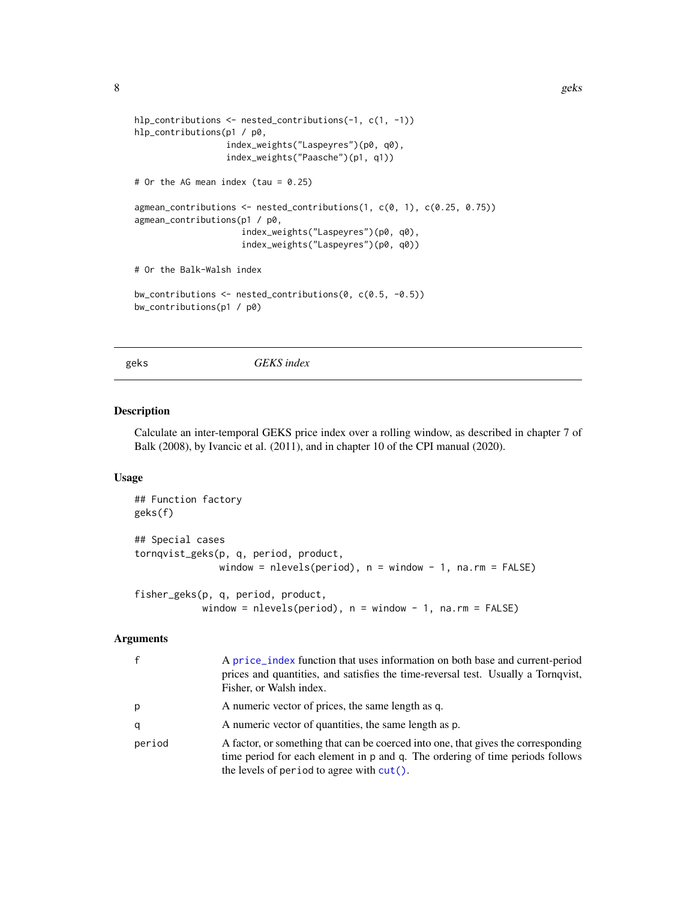```
hlp_contributions <- nested_contributions(-1, c(1, -1))
hlp_contributions(p1 / p0,
                  index_weights("Laspeyres")(p0, q0),
                  index_weights("Paasche")(p1, q1))

# Or the AG mean index (tau = 0.25)

agmean_contributions <- nested_contributions(1, c(0, 1), c(0.25, 0.75))
agmean_contributions(p1 / p0,
                     index_weights("Laspeyres")(p0, q0),
                     index_weights("Laspeyres")(p0, q0))

# Or the Balk-Walsh index

bw_contributions <- nested_contributions(0, c(0.5, -0.5))
bw_contributions(p1 / p0)
```

---

## geks — *GEKS index*

### Description

Calculate an inter-temporal GEKS price index over a rolling window, as described in chapter 7 of Balk (2008), by Ivancic et al. (2011), and in chapter 10 of the CPI manual (2020).

### Usage

```
## Function factory
geks(f)

## Special cases
tornqvist_geks(p, q, period, product,
               window = nlevels(period), n = window - 1, na.rm = FALSE)

fisher_geks(p, q, period, product,
            window = nlevels(period), n = window - 1, na.rm = FALSE)
```

### Arguments

| | |
|---|---|
| f | A price_index function that uses information on both base and current-period prices and quantities, and satisfies the time-reversal test. Usually a Tornqvist, Fisher, or Walsh index. |
| p | A numeric vector of prices, the same length as q. |
| q | A numeric vector of quantities, the same length as p. |
| period | A factor, or something that can be coerced into one, that gives the corresponding time period for each element in p and q. The ordering of time periods follows the levels of period to agree with cut(). |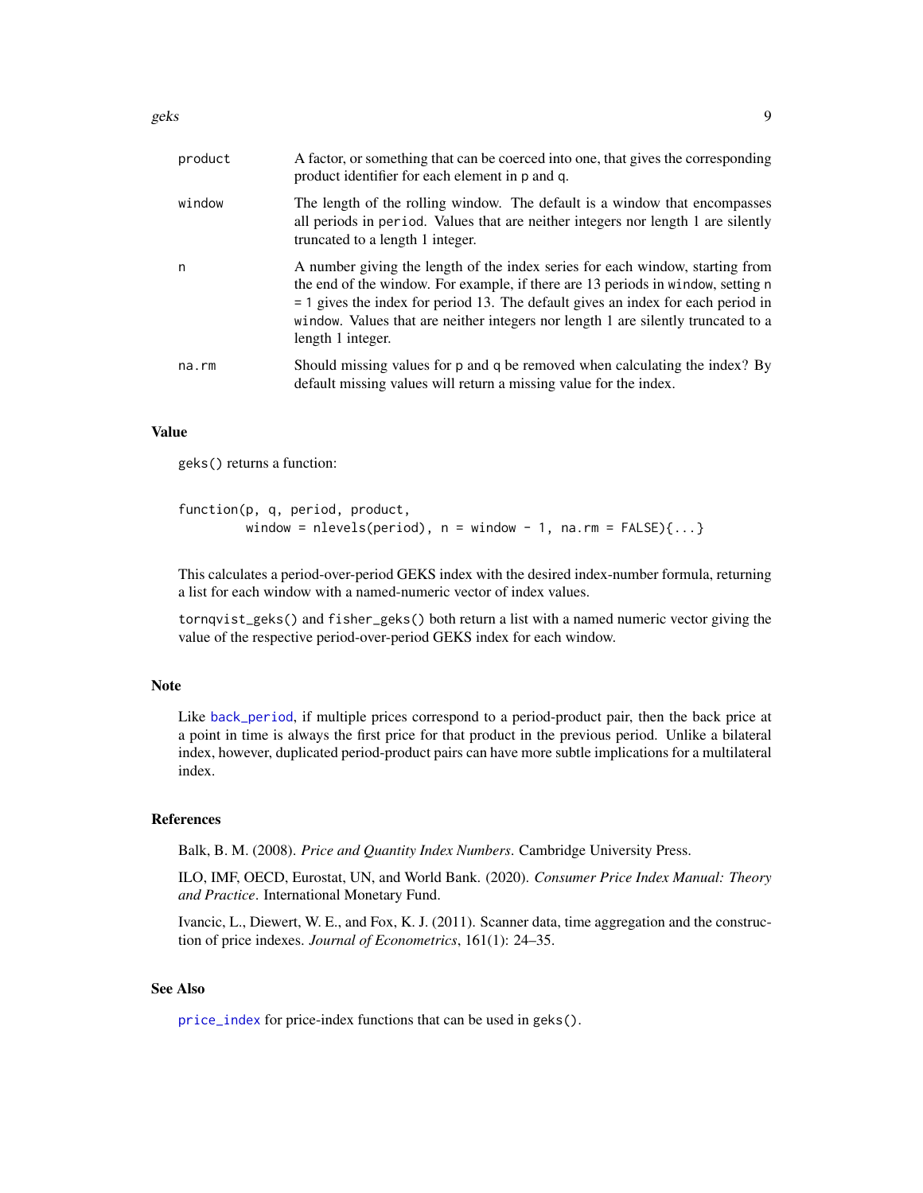| | |
|---|---|
| `product` | A factor, or something that can be coerced into one, that gives the corresponding product identifier for each element in `p` and `q`. |
| `window` | The length of the rolling window. The default is a window that encompasses all periods in `period`. Values that are neither integers nor length 1 are silently truncated to a length 1 integer. |
| `n` | A number giving the length of the index series for each window, starting from the end of the window. For example, if there are 13 periods in `window`, setting `n = 1` gives the index for period 13. The default gives an index for each period in `window`. Values that are neither integers nor length 1 are silently truncated to a length 1 integer. |
| `na.rm` | Should missing values for `p` and `q` be removed when calculating the index? By default missing values will return a missing value for the index. |

## Value

`geks()` returns a function:

```
function(p, q, period, product,
         window = nlevels(period), n = window - 1, na.rm = FALSE){...}
```

This calculates a period-over-period GEKS index with the desired index-number formula, returning a list for each window with a named-numeric vector of index values.

`tornqvist_geks()` and `fisher_geks()` both return a list with a named numeric vector giving the value of the respective period-over-period GEKS index for each window.

## Note

Like `back_period`, if multiple prices correspond to a period-product pair, then the back price at a point in time is always the first price for that product in the previous period. Unlike a bilateral index, however, duplicated period-product pairs can have more subtle implications for a multilateral index.

## References

Balk, B. M. (2008). *Price and Quantity Index Numbers*. Cambridge University Press.

ILO, IMF, OECD, Eurostat, UN, and World Bank. (2020). *Consumer Price Index Manual: Theory and Practice*. International Monetary Fund.

Ivancic, L., Diewert, W. E., and Fox, K. J. (2011). Scanner data, time aggregation and the construction of price indexes. *Journal of Econometrics*, 161(1): 24–35.

## See Also

`price_index` for price-index functions that can be used in `geks()`.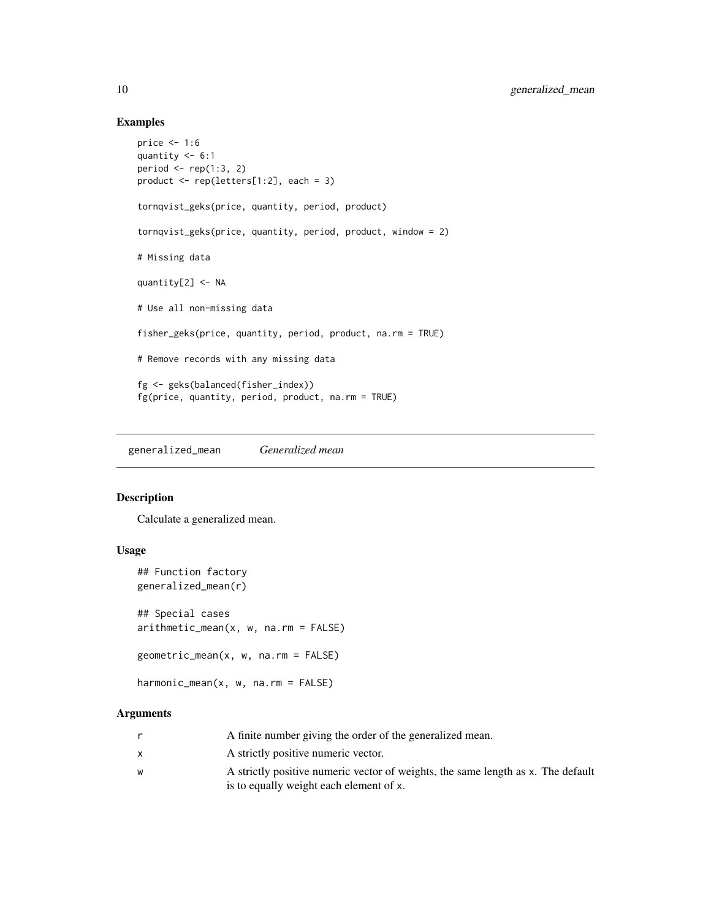## Examples

```
price <- 1:6
quantity <- 6:1
period <- rep(1:3, 2)
product <- rep(letters[1:2], each = 3)

tornqvist_geks(price, quantity, period, product)

tornqvist_geks(price, quantity, period, product, window = 2)

# Missing data

quantity[2] <- NA

# Use all non-missing data

fisher_geks(price, quantity, period, product, na.rm = TRUE)

# Remove records with any missing data

fg <- geks(balanced(fisher_index))
fg(price, quantity, period, product, na.rm = TRUE)
```

---

# generalized_mean *Generalized mean*

## Description

Calculate a generalized mean.

## Usage

```
## Function factory
generalized_mean(r)

## Special cases
arithmetic_mean(x, w, na.rm = FALSE)

geometric_mean(x, w, na.rm = FALSE)

harmonic_mean(x, w, na.rm = FALSE)
```

## Arguments

| | |
|---|---|
| r | A finite number giving the order of the generalized mean. |
| x | A strictly positive numeric vector. |
| w | A strictly positive numeric vector of weights, the same length as x. The default is to equally weight each element of x. |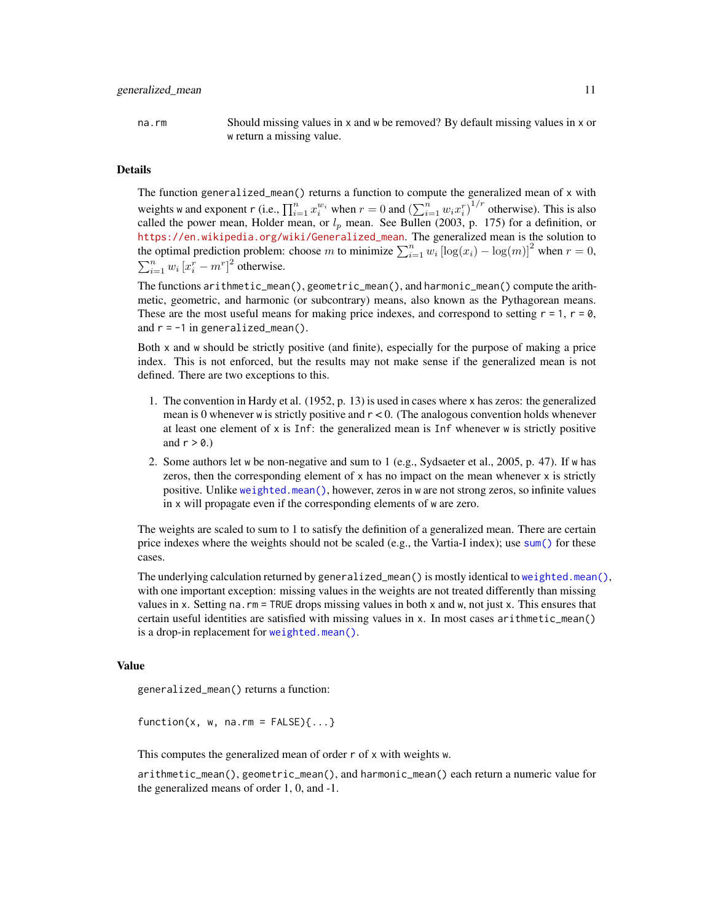na.rm Should missing values in x and w be removed? By default missing values in x or w return a missing value.

## Details

The function `generalized_mean()` returns a function to compute the generalized mean of x with weights w and exponent r (i.e., $\prod_{i=1}^{n} x_i^{w_i}$ when $r = 0$ and $\left(\sum_{i=1}^{n} w_i x_i^r\right)^{1/r}$ otherwise). This is also called the power mean, Holder mean, or $l_p$ mean. See Bullen (2003, p. 175) for a definition, or https://en.wikipedia.org/wiki/Generalized_mean. The generalized mean is the solution to the optimal prediction problem: choose $m$ to minimize $\sum_{i=1}^{n} w_i \left[\log(x_i) - \log(m)\right]^2$ when $r = 0$, $\sum_{i=1}^{n} w_i \left[x_i^r - m^r\right]^2$ otherwise.

The functions `arithmetic_mean()`, `geometric_mean()`, and `harmonic_mean()` compute the arithmetic, geometric, and harmonic (or subcontrary) means, also known as the Pythagorean means. These are the most useful means for making price indexes, and correspond to setting `r = 1`, `r = 0`, and `r = -1` in `generalized_mean()`.

Both x and w should be strictly positive (and finite), especially for the purpose of making a price index. This is not enforced, but the results may not make sense if the generalized mean is not defined. There are two exceptions to this.

1. The convention in Hardy et al. (1952, p. 13) is used in cases where x has zeros: the generalized mean is 0 whenever w is strictly positive and r < 0. (The analogous convention holds whenever at least one element of x is `Inf`: the generalized mean is `Inf` whenever w is strictly positive and `r > 0`.)
2. Some authors let w be non-negative and sum to 1 (e.g., Sydsaeter et al., 2005, p. 47). If w has zeros, then the corresponding element of x has no impact on the mean whenever x is strictly positive. Unlike `weighted.mean()`, however, zeros in w are not strong zeros, so infinite values in x will propagate even if the corresponding elements of w are zero.

The weights are scaled to sum to 1 to satisfy the definition of a generalized mean. There are certain price indexes where the weights should not be scaled (e.g., the Vartia-I index); use `sum()` for these cases.

The underlying calculation returned by `generalized_mean()` is mostly identical to `weighted.mean()`, with one important exception: missing values in the weights are not treated differently than missing values in x. Setting `na.rm = TRUE` drops missing values in both x and w, not just x. This ensures that certain useful identities are satisfied with missing values in x. In most cases `arithmetic_mean()` is a drop-in replacement for `weighted.mean()`.

## Value

`generalized_mean()` returns a function:

```
function(x, w, na.rm = FALSE){...}
```

This computes the generalized mean of order r of x with weights w.

`arithmetic_mean()`, `geometric_mean()`, and `harmonic_mean()` each return a numeric value for the generalized means of order 1, 0, and -1.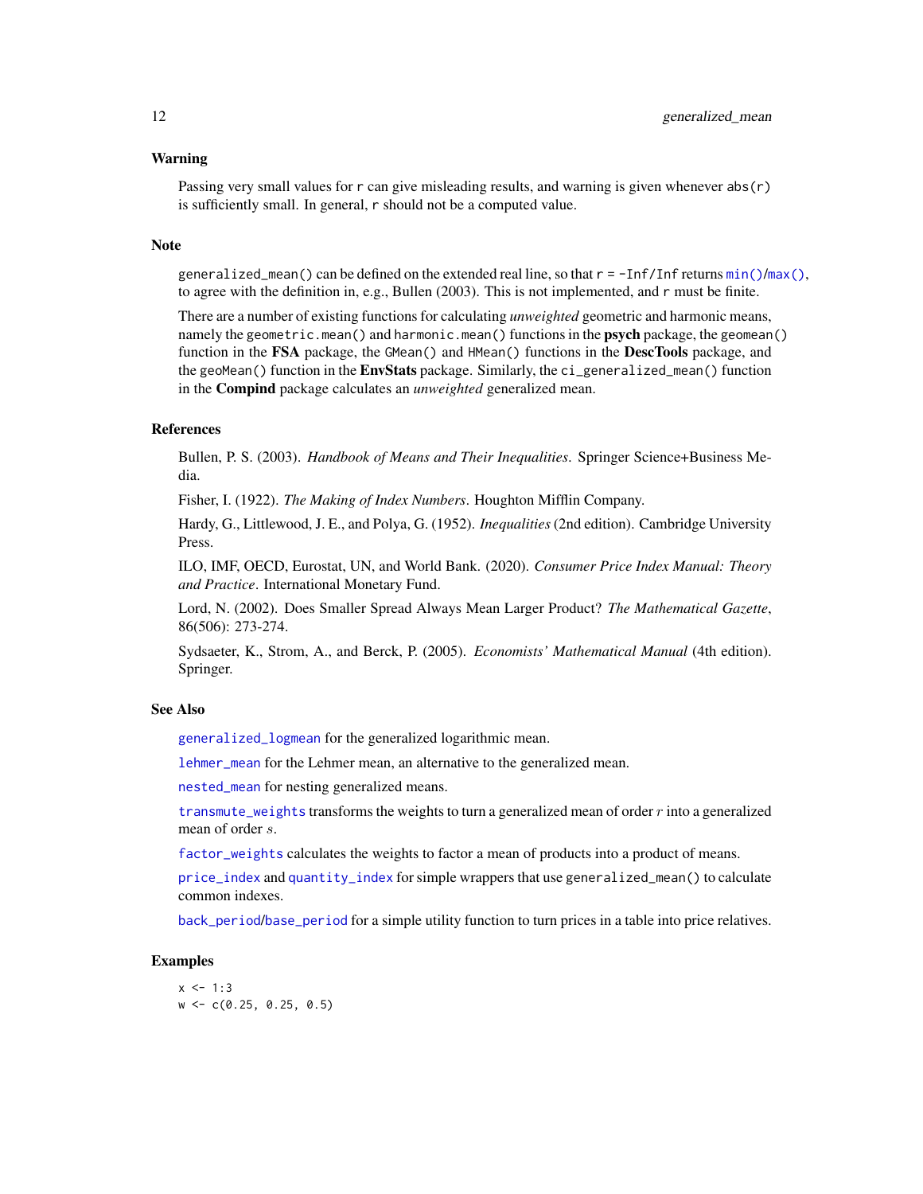### Warning

Passing very small values for `r` can give misleading results, and warning is given whenever `abs(r)` is sufficiently small. In general, `r` should not be a computed value.

### Note

`generalized_mean()` can be defined on the extended real line, so that `r = -Inf/Inf` returns `min()`/`max()`, to agree with the definition in, e.g., Bullen (2003). This is not implemented, and `r` must be finite.

There are a number of existing functions for calculating *unweighted* geometric and harmonic means, namely the `geometric.mean()` and `harmonic.mean()` functions in the **psych** package, the `geomean()` function in the **FSA** package, the `GMean()` and `HMean()` functions in the **DescTools** package, and the `geoMean()` function in the **EnvStats** package. Similarly, the `ci_generalized_mean()` function in the **Compind** package calculates an *unweighted* generalized mean.

### References

Bullen, P. S. (2003). *Handbook of Means and Their Inequalities*. Springer Science+Business Media.

Fisher, I. (1922). *The Making of Index Numbers*. Houghton Mifflin Company.

Hardy, G., Littlewood, J. E., and Polya, G. (1952). *Inequalities* (2nd edition). Cambridge University Press.

ILO, IMF, OECD, Eurostat, UN, and World Bank. (2020). *Consumer Price Index Manual: Theory and Practice*. International Monetary Fund.

Lord, N. (2002). Does Smaller Spread Always Mean Larger Product? *The Mathematical Gazette*, 86(506): 273-274.

Sydsaeter, K., Strom, A., and Berck, P. (2005). *Economists' Mathematical Manual* (4th edition). Springer.

### See Also

`generalized_logmean` for the generalized logarithmic mean.

`lehmer_mean` for the Lehmer mean, an alternative to the generalized mean.

`nested_mean` for nesting generalized means.

`transmute_weights` transforms the weights to turn a generalized mean of order $r$ into a generalized mean of order $s$.

`factor_weights` calculates the weights to factor a mean of products into a product of means.

`price_index` and `quantity_index` for simple wrappers that use `generalized_mean()` to calculate common indexes.

`back_period`/`base_period` for a simple utility function to turn prices in a table into price relatives.

### Examples

```
x <- 1:3
w <- c(0.25, 0.25, 0.5)
```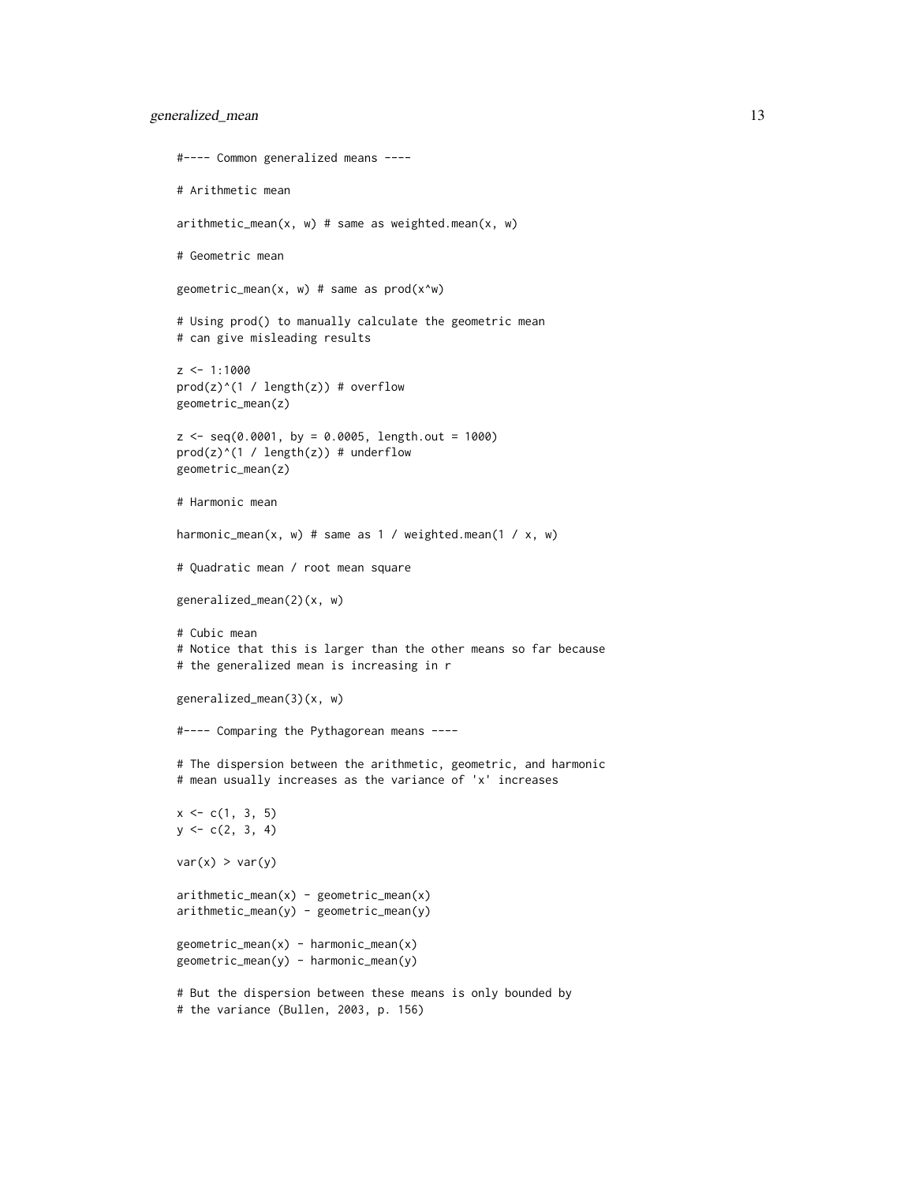```
#---- Common generalized means ----

# Arithmetic mean

arithmetic_mean(x, w) # same as weighted.mean(x, w)

# Geometric mean

geometric_mean(x, w) # same as prod(x^w)

# Using prod() to manually calculate the geometric mean
# can give misleading results

z <- 1:1000
prod(z)^(1 / length(z)) # overflow
geometric_mean(z)

z <- seq(0.0001, by = 0.0005, length.out = 1000)
prod(z)^(1 / length(z)) # underflow
geometric_mean(z)

# Harmonic mean

harmonic_mean(x, w) # same as 1 / weighted.mean(1 / x, w)

# Quadratic mean / root mean square

generalized_mean(2)(x, w)

# Cubic mean
# Notice that this is larger than the other means so far because
# the generalized mean is increasing in r

generalized_mean(3)(x, w)

#---- Comparing the Pythagorean means ----

# The dispersion between the arithmetic, geometric, and harmonic
# mean usually increases as the variance of 'x' increases

x <- c(1, 3, 5)
y <- c(2, 3, 4)

var(x) > var(y)

arithmetic_mean(x) - geometric_mean(x)
arithmetic_mean(y) - geometric_mean(y)

geometric_mean(x) - harmonic_mean(x)
geometric_mean(y) - harmonic_mean(y)

# But the dispersion between these means is only bounded by
# the variance (Bullen, 2003, p. 156)
```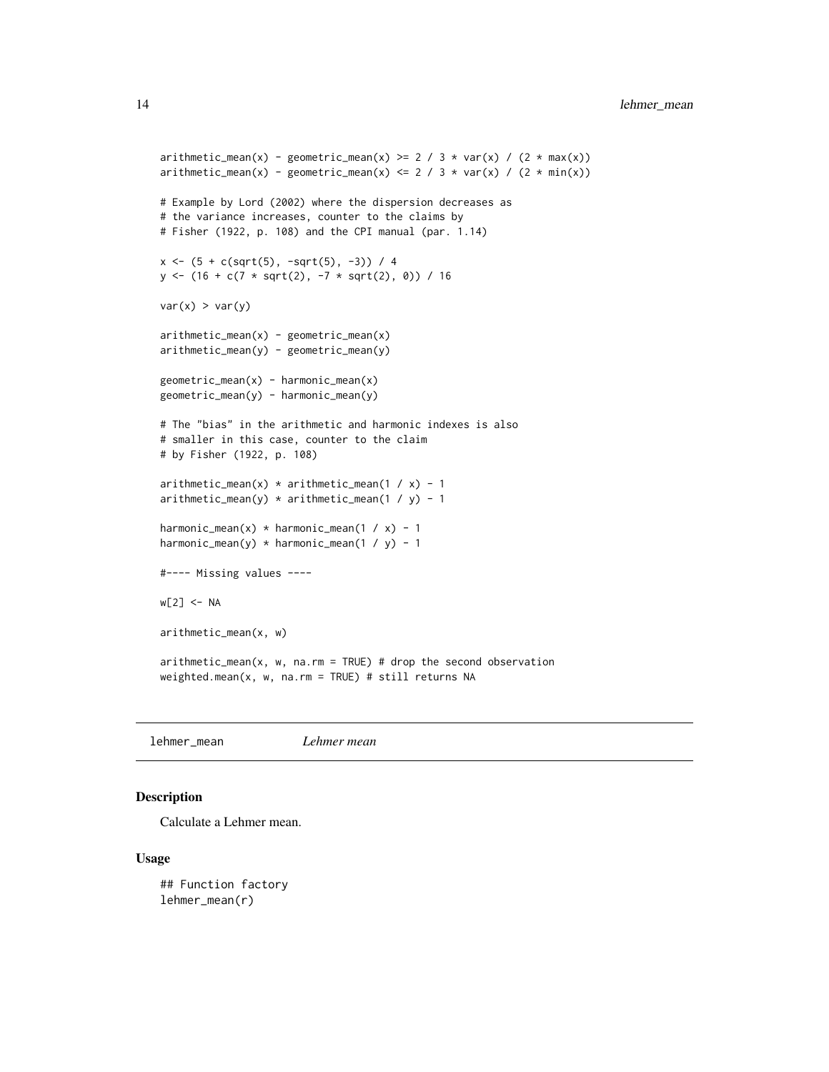```
arithmetic_mean(x) - geometric_mean(x) >= 2 / 3 * var(x) / (2 * max(x))
arithmetic_mean(x) - geometric_mean(x) <= 2 / 3 * var(x) / (2 * min(x))

# Example by Lord (2002) where the dispersion decreases as
# the variance increases, counter to the claims by
# Fisher (1922, p. 108) and the CPI manual (par. 1.14)

x <- (5 + c(sqrt(5), -sqrt(5), -3)) / 4
y <- (16 + c(7 * sqrt(2), -7 * sqrt(2), 0)) / 16

var(x) > var(y)

arithmetic_mean(x) - geometric_mean(x)
arithmetic_mean(y) - geometric_mean(y)

geometric_mean(x) - harmonic_mean(x)
geometric_mean(y) - harmonic_mean(y)

# The "bias" in the arithmetic and harmonic indexes is also
# smaller in this case, counter to the claim
# by Fisher (1922, p. 108)

arithmetic_mean(x) * arithmetic_mean(1 / x) - 1
arithmetic_mean(y) * arithmetic_mean(1 / y) - 1

harmonic_mean(x) * harmonic_mean(1 / x) - 1
harmonic_mean(y) * harmonic_mean(1 / y) - 1

#---- Missing values ----

w[2] <- NA

arithmetic_mean(x, w)

arithmetic_mean(x, w, na.rm = TRUE) # drop the second observation
weighted.mean(x, w, na.rm = TRUE) # still returns NA
```

---

`lehmer_mean` *Lehmer mean*

---

### Description

Calculate a Lehmer mean.

### Usage

```
## Function factory
lehmer_mean(r)
```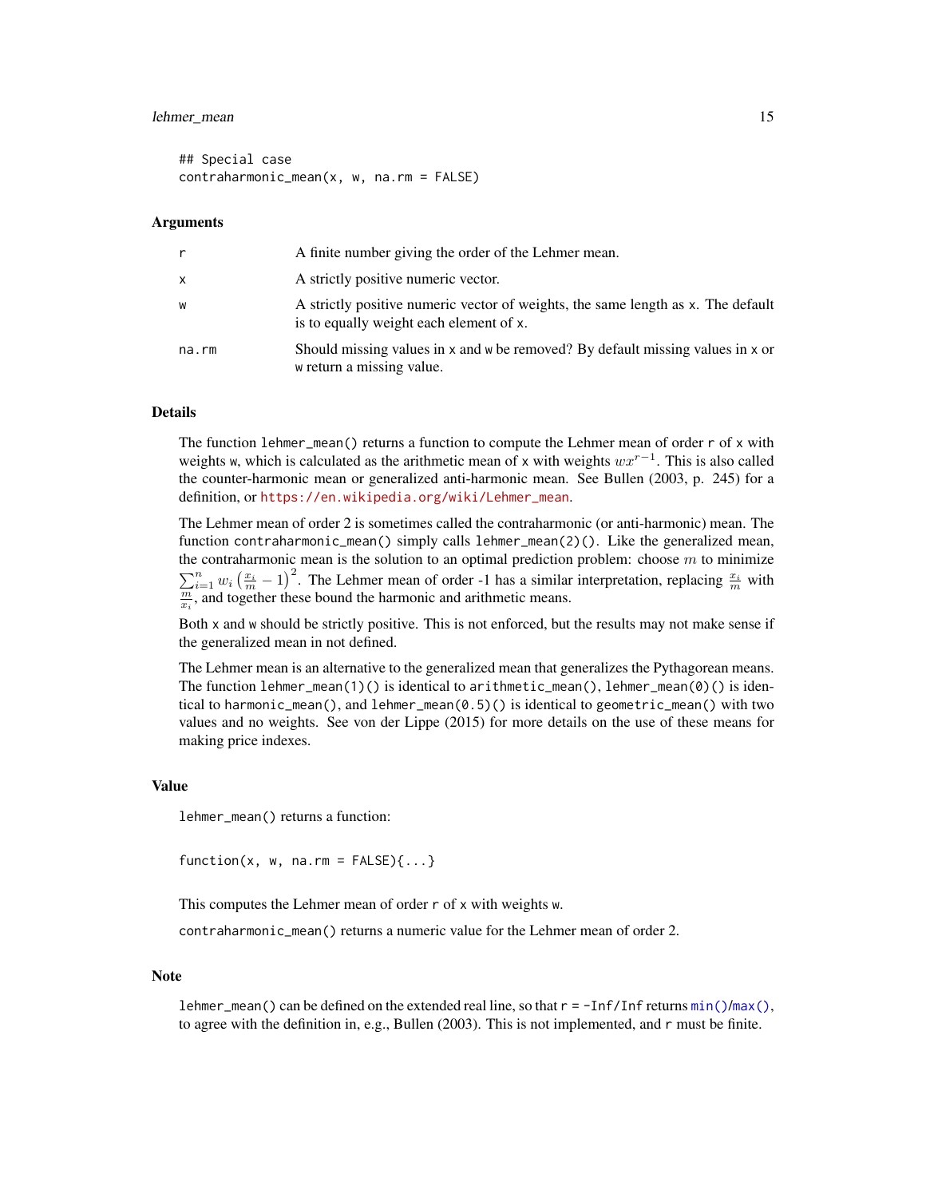```
## Special case
contraharmonic_mean(x, w, na.rm = FALSE)
```

### Arguments

| | |
|---|---|
| r | A finite number giving the order of the Lehmer mean. |
| x | A strictly positive numeric vector. |
| w | A strictly positive numeric vector of weights, the same length as x. The default is to equally weight each element of x. |
| na.rm | Should missing values in x and w be removed? By default missing values in x or w return a missing value. |

### Details

The function `lehmer_mean()` returns a function to compute the Lehmer mean of order r of x with weights w, which is calculated as the arithmetic mean of x with weights $wx^{r-1}$. This is also called the counter-harmonic mean or generalized anti-harmonic mean. See Bullen (2003, p. 245) for a definition, or https://en.wikipedia.org/wiki/Lehmer_mean.

The Lehmer mean of order 2 is sometimes called the contraharmonic (or anti-harmonic) mean. The function `contraharmonic_mean()` simply calls `lehmer_mean(2)()`. Like the generalized mean, the contraharmonic mean is the solution to an optimal prediction problem: choose $m$ to minimize $\sum_{i=1}^{n} w_i \left(\frac{x_i}{m} - 1\right)^2$. The Lehmer mean of order -1 has a similar interpretation, replacing $\frac{x_i}{m}$ with $\frac{m}{x_i}$, and together these bound the harmonic and arithmetic means.

Both x and w should be strictly positive. This is not enforced, but the results may not make sense if the generalized mean in not defined.

The Lehmer mean is an alternative to the generalized mean that generalizes the Pythagorean means. The function `lehmer_mean(1)()` is identical to `arithmetic_mean()`, `lehmer_mean(0)()` is identical to `harmonic_mean()`, and `lehmer_mean(0.5)()` is identical to `geometric_mean()` with two values and no weights. See von der Lippe (2015) for more details on the use of these means for making price indexes.

### Value

`lehmer_mean()` returns a function:

```
function(x, w, na.rm = FALSE){...}
```

This computes the Lehmer mean of order r of x with weights w.

`contraharmonic_mean()` returns a numeric value for the Lehmer mean of order 2.

### Note

`lehmer_mean()` can be defined on the extended real line, so that `r = -Inf/Inf` returns `min()`/`max()`, to agree with the definition in, e.g., Bullen (2003). This is not implemented, and r must be finite.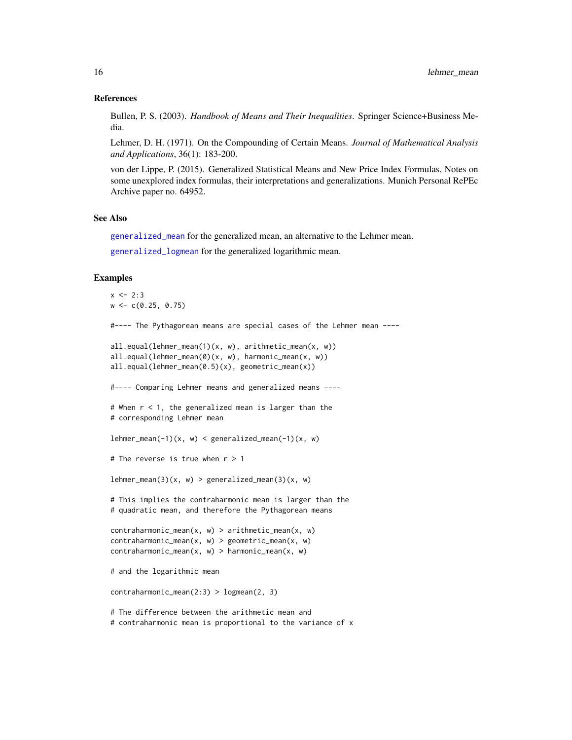### References

Bullen, P. S. (2003). *Handbook of Means and Their Inequalities*. Springer Science+Business Media.

Lehmer, D. H. (1971). On the Compounding of Certain Means. *Journal of Mathematical Analysis and Applications*, 36(1): 183-200.

von der Lippe, P. (2015). Generalized Statistical Means and New Price Index Formulas, Notes on some unexplored index formulas, their interpretations and generalizations. Munich Personal RePEc Archive paper no. 64952.

### See Also

generalized_mean for the generalized mean, an alternative to the Lehmer mean.

generalized_logmean for the generalized logarithmic mean.

### Examples

```
x <- 2:3
w <- c(0.25, 0.75)

#---- The Pythagorean means are special cases of the Lehmer mean ----

all.equal(lehmer_mean(1)(x, w), arithmetic_mean(x, w))
all.equal(lehmer_mean(0)(x, w), harmonic_mean(x, w))
all.equal(lehmer_mean(0.5)(x), geometric_mean(x))

#---- Comparing Lehmer means and generalized means ----

# When r < 1, the generalized mean is larger than the
# corresponding Lehmer mean

lehmer_mean(-1)(x, w) < generalized_mean(-1)(x, w)

# The reverse is true when r > 1

lehmer_mean(3)(x, w) > generalized_mean(3)(x, w)

# This implies the contraharmonic mean is larger than the
# quadratic mean, and therefore the Pythagorean means

contraharmonic_mean(x, w) > arithmetic_mean(x, w)
contraharmonic_mean(x, w) > geometric_mean(x, w)
contraharmonic_mean(x, w) > harmonic_mean(x, w)

# and the logarithmic mean

contraharmonic_mean(2:3) > logmean(2, 3)

# The difference between the arithmetic mean and
# contraharmonic mean is proportional to the variance of x
```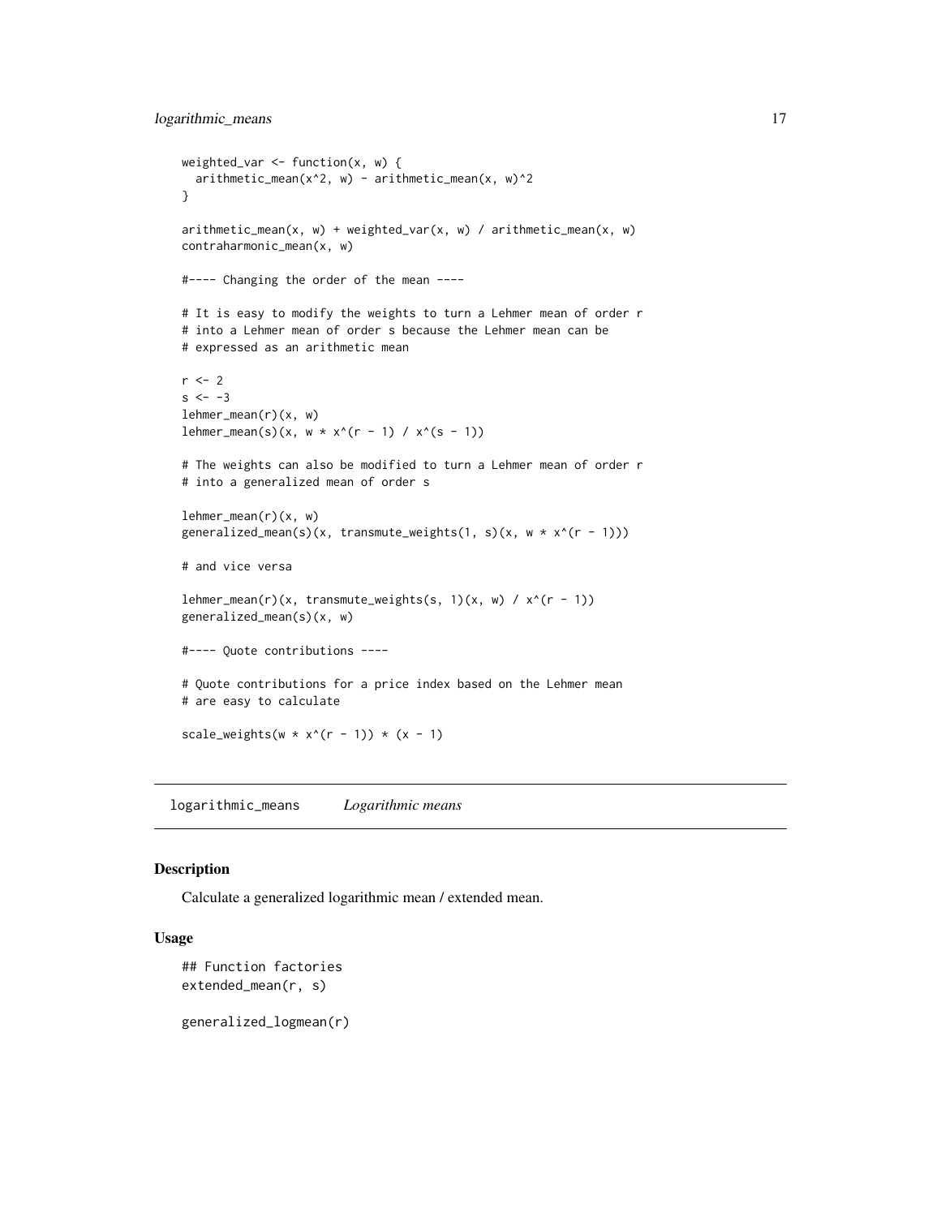```
weighted_var <- function(x, w) {
  arithmetic_mean(x^2, w) - arithmetic_mean(x, w)^2
}

arithmetic_mean(x, w) + weighted_var(x, w) / arithmetic_mean(x, w)
contraharmonic_mean(x, w)

#---- Changing the order of the mean ----

# It is easy to modify the weights to turn a Lehmer mean of order r
# into a Lehmer mean of order s because the Lehmer mean can be
# expressed as an arithmetic mean

r <- 2
s <- -3
lehmer_mean(r)(x, w)
lehmer_mean(s)(x, w * x^(r - 1) / x^(s - 1))

# The weights can also be modified to turn a Lehmer mean of order r
# into a generalized mean of order s

lehmer_mean(r)(x, w)
generalized_mean(s)(x, transmute_weights(1, s)(x, w * x^(r - 1)))

# and vice versa

lehmer_mean(r)(x, transmute_weights(s, 1)(x, w) / x^(r - 1))
generalized_mean(s)(x, w)

#---- Quote contributions ----

# Quote contributions for a price index based on the Lehmer mean
# are easy to calculate

scale_weights(w * x^(r - 1)) * (x - 1)
```

---

logarithmic_means    *Logarithmic means*

---

## Description

Calculate a generalized logarithmic mean / extended mean.

## Usage

```
## Function factories
extended_mean(r, s)

generalized_logmean(r)
```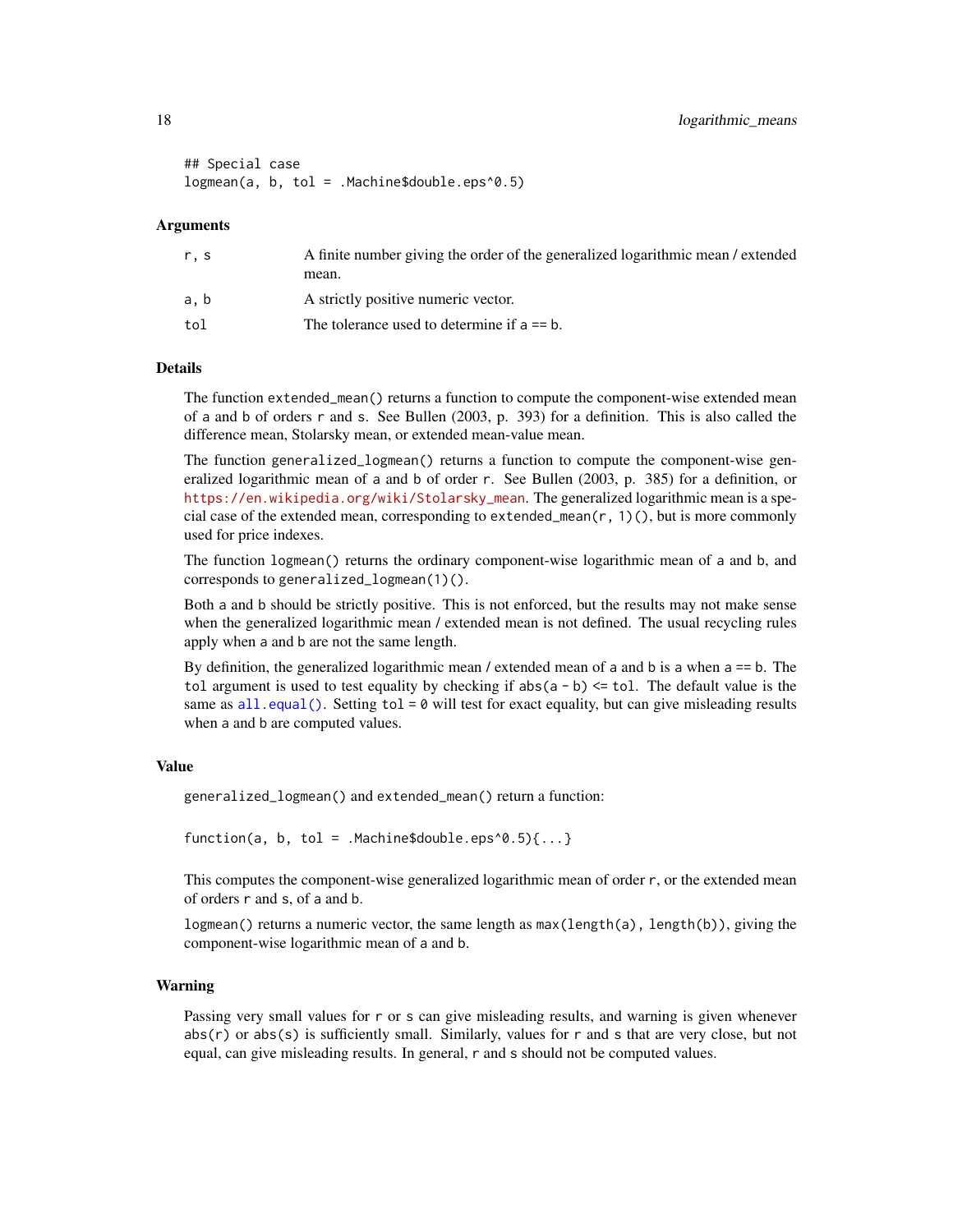```
## Special case
logmean(a, b, tol = .Machine$double.eps^0.5)
```

### Arguments

| | |
|---|---|
| r, s | A finite number giving the order of the generalized logarithmic mean / extended mean. |
| a, b | A strictly positive numeric vector. |
| tol | The tolerance used to determine if a == b. |

### Details

The function `extended_mean()` returns a function to compute the component-wise extended mean of a and b of orders r and s. See Bullen (2003, p. 393) for a definition. This is also called the difference mean, Stolarsky mean, or extended mean-value mean.

The function `generalized_logmean()` returns a function to compute the component-wise generalized logarithmic mean of a and b of order r. See Bullen (2003, p. 385) for a definition, or https://en.wikipedia.org/wiki/Stolarsky_mean. The generalized logarithmic mean is a special case of the extended mean, corresponding to `extended_mean(r, 1)()`, but is more commonly used for price indexes.

The function `logmean()` returns the ordinary component-wise logarithmic mean of a and b, and corresponds to `generalized_logmean(1)()`.

Both a and b should be strictly positive. This is not enforced, but the results may not make sense when the generalized logarithmic mean / extended mean is not defined. The usual recycling rules apply when a and b are not the same length.

By definition, the generalized logarithmic mean / extended mean of a and b is a when a == b. The tol argument is used to test equality by checking if `abs(a - b) <= tol`. The default value is the same as `all.equal()`. Setting `tol = 0` will test for exact equality, but can give misleading results when a and b are computed values.

### Value

`generalized_logmean()` and `extended_mean()` return a function:

```
function(a, b, tol = .Machine$double.eps^0.5){...}
```

This computes the component-wise generalized logarithmic mean of order r, or the extended mean of orders r and s, of a and b.

`logmean()` returns a numeric vector, the same length as `max(length(a), length(b))`, giving the component-wise logarithmic mean of a and b.

### Warning

Passing very small values for r or s can give misleading results, and warning is given whenever `abs(r)` or `abs(s)` is sufficiently small. Similarly, values for r and s that are very close, but not equal, can give misleading results. In general, r and s should not be computed values.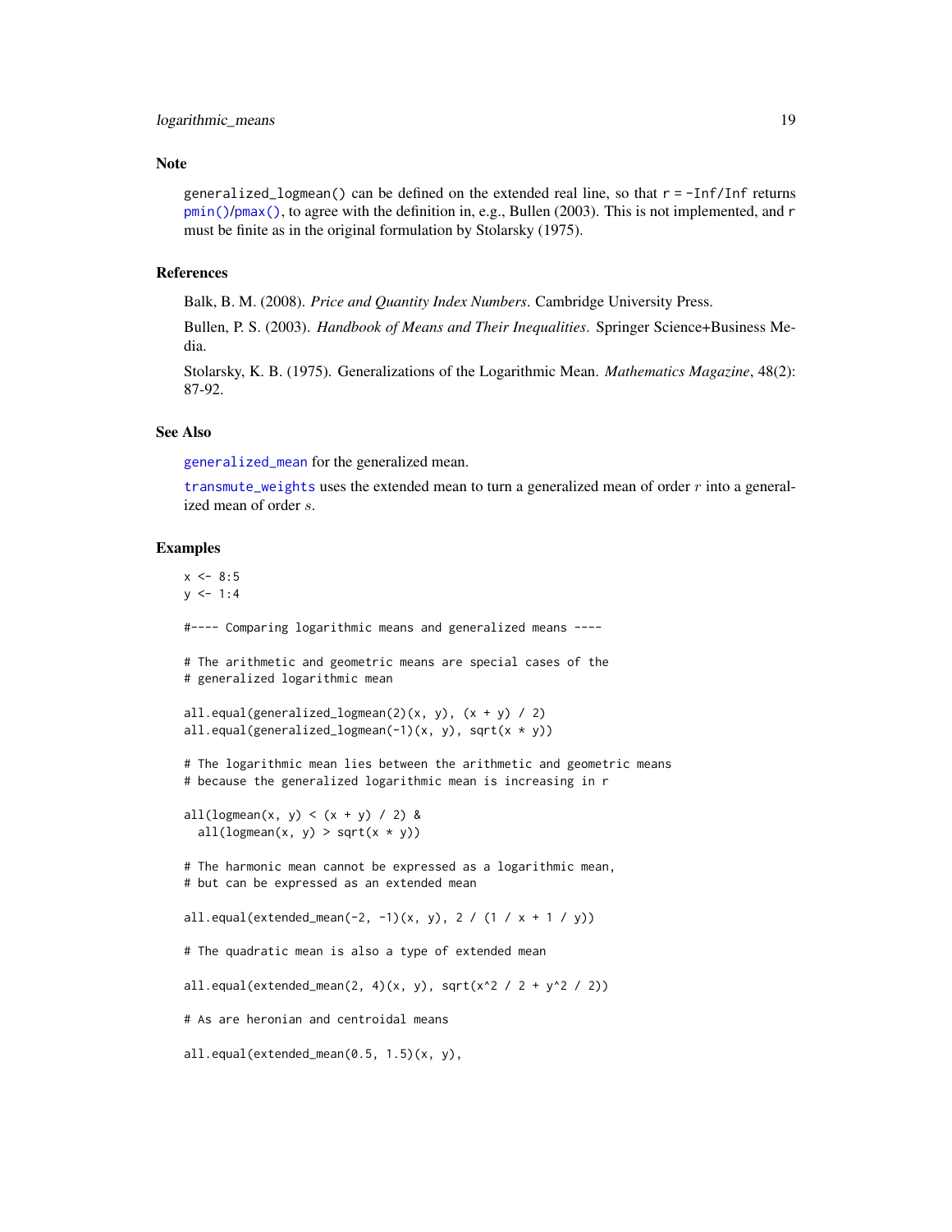## Note

`generalized_logmean()` can be defined on the extended real line, so that `r = -Inf/Inf` returns `pmin()`/`pmax()`, to agree with the definition in, e.g., Bullen (2003). This is not implemented, and `r` must be finite as in the original formulation by Stolarsky (1975).

## References

Balk, B. M. (2008). *Price and Quantity Index Numbers*. Cambridge University Press.

Bullen, P. S. (2003). *Handbook of Means and Their Inequalities*. Springer Science+Business Media.

Stolarsky, K. B. (1975). Generalizations of the Logarithmic Mean. *Mathematics Magazine*, 48(2): 87-92.

## See Also

`generalized_mean` for the generalized mean.

`transmute_weights` uses the extended mean to turn a generalized mean of order $r$ into a generalized mean of order $s$.

## Examples

```
x <- 8:5
y <- 1:4

#---- Comparing logarithmic means and generalized means ----

# The arithmetic and geometric means are special cases of the
# generalized logarithmic mean

all.equal(generalized_logmean(2)(x, y), (x + y) / 2)
all.equal(generalized_logmean(-1)(x, y), sqrt(x * y))

# The logarithmic mean lies between the arithmetic and geometric means
# because the generalized logarithmic mean is increasing in r

all(logmean(x, y) < (x + y) / 2) &
  all(logmean(x, y) > sqrt(x * y))

# The harmonic mean cannot be expressed as a logarithmic mean,
# but can be expressed as an extended mean

all.equal(extended_mean(-2, -1)(x, y), 2 / (1 / x + 1 / y))

# The quadratic mean is also a type of extended mean

all.equal(extended_mean(2, 4)(x, y), sqrt(x^2 / 2 + y^2 / 2))

# As are heronian and centroidal means

all.equal(extended_mean(0.5, 1.5)(x, y),
```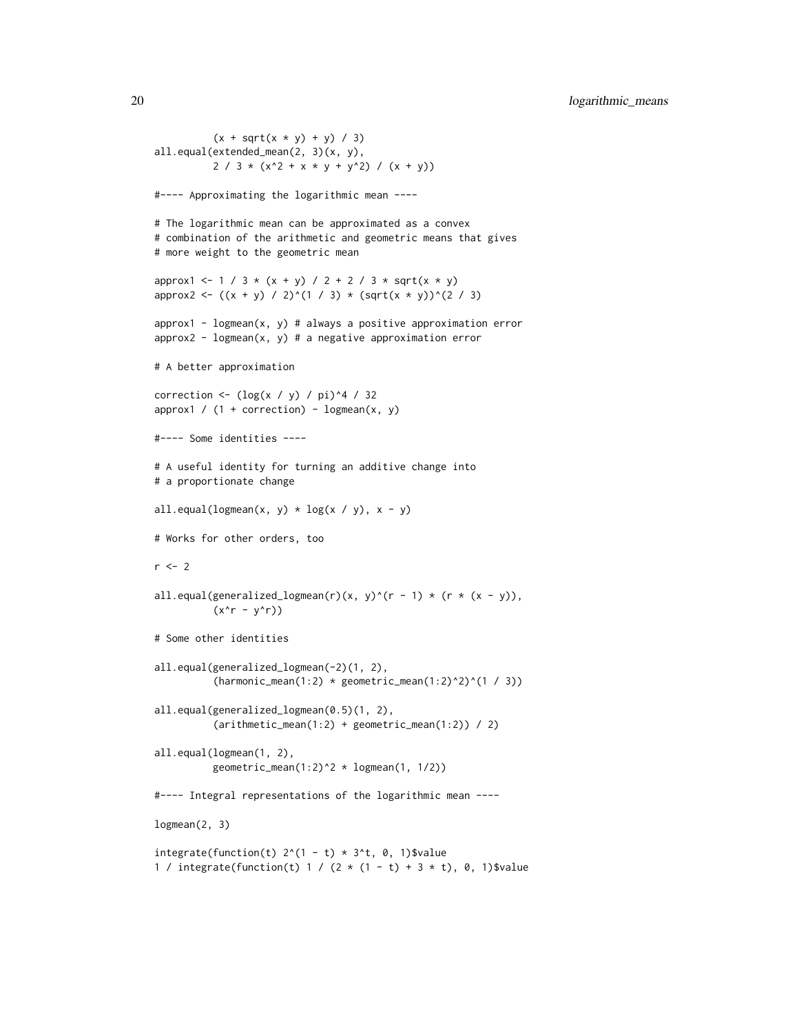```
          (x + sqrt(x * y) + y) / 3)
all.equal(extended_mean(2, 3)(x, y),
          2 / 3 * (x^2 + x * y + y^2) / (x + y))

#---- Approximating the logarithmic mean ----

# The logarithmic mean can be approximated as a convex
# combination of the arithmetic and geometric means that gives
# more weight to the geometric mean

approx1 <- 1 / 3 * (x + y) / 2 + 2 / 3 * sqrt(x * y)
approx2 <- ((x + y) / 2)^(1 / 3) * (sqrt(x * y))^(2 / 3)

approx1 - logmean(x, y) # always a positive approximation error
approx2 - logmean(x, y) # a negative approximation error

# A better approximation

correction <- (log(x / y) / pi)^4 / 32
approx1 / (1 + correction) - logmean(x, y)

#---- Some identities ----

# A useful identity for turning an additive change into
# a proportionate change

all.equal(logmean(x, y) * log(x / y), x - y)

# Works for other orders, too

r <- 2

all.equal(generalized_logmean(r)(x, y)^(r - 1) * (r * (x - y)),
          (x^r - y^r))

# Some other identities

all.equal(generalized_logmean(-2)(1, 2),
          (harmonic_mean(1:2) * geometric_mean(1:2)^2)^(1 / 3))

all.equal(generalized_logmean(0.5)(1, 2),
          (arithmetic_mean(1:2) + geometric_mean(1:2)) / 2)

all.equal(logmean(1, 2),
          geometric_mean(1:2)^2 * logmean(1, 1/2))

#---- Integral representations of the logarithmic mean ----

logmean(2, 3)

integrate(function(t) 2^(1 - t) * 3^t, 0, 1)$value
1 / integrate(function(t) 1 / (2 * (1 - t) + 3 * t), 0, 1)$value
```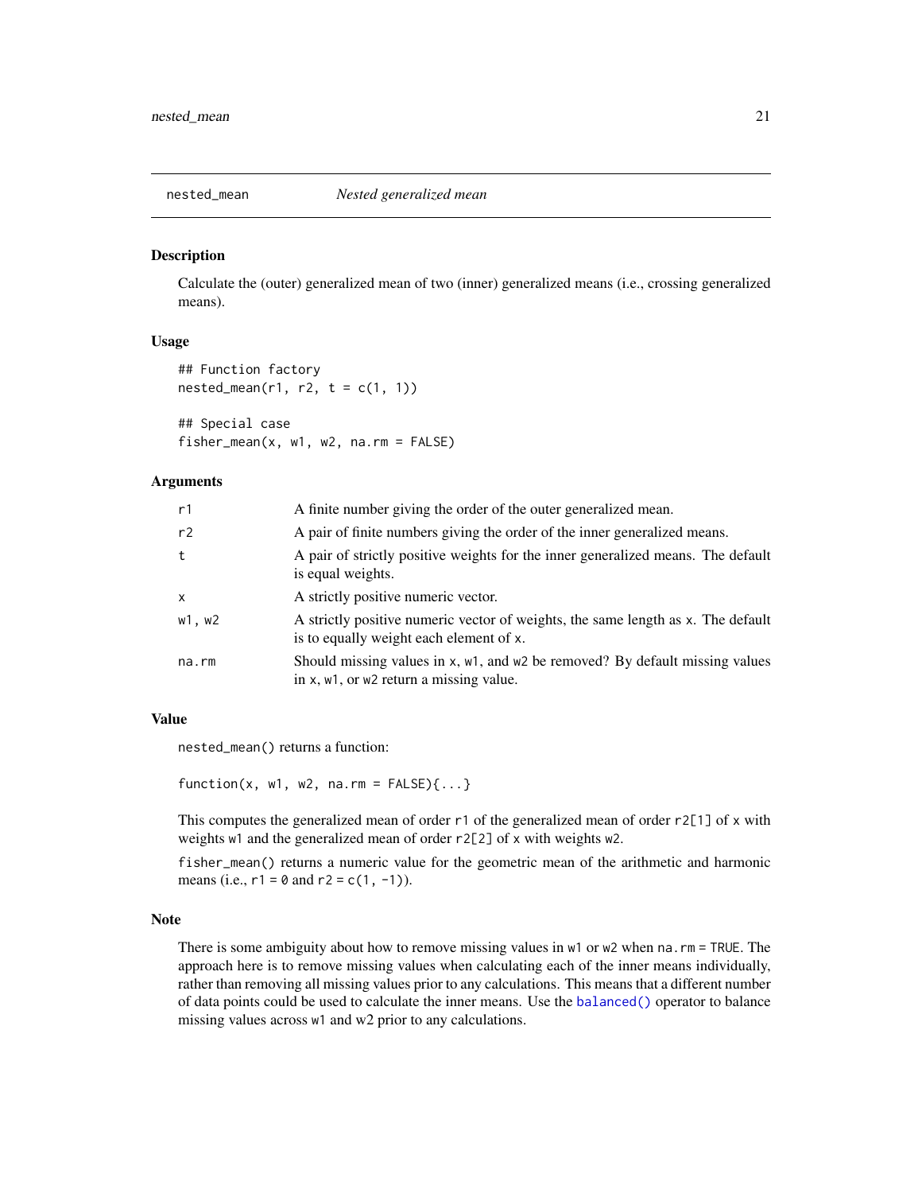## nested_mean *Nested generalized mean*

### Description

Calculate the (outer) generalized mean of two (inner) generalized means (i.e., crossing generalized means).

### Usage

```
## Function factory
nested_mean(r1, r2, t = c(1, 1))

## Special case
fisher_mean(x, w1, w2, na.rm = FALSE)
```

### Arguments

| | |
|---|---|
| r1 | A finite number giving the order of the outer generalized mean. |
| r2 | A pair of finite numbers giving the order of the inner generalized means. |
| t | A pair of strictly positive weights for the inner generalized means. The default is equal weights. |
| x | A strictly positive numeric vector. |
| w1, w2 | A strictly positive numeric vector of weights, the same length as x. The default is to equally weight each element of x. |
| na.rm | Should missing values in x, w1, and w2 be removed? By default missing values in x, w1, or w2 return a missing value. |

### Value

nested_mean() returns a function:

```
function(x, w1, w2, na.rm = FALSE){...}
```

This computes the generalized mean of order r1 of the generalized mean of order r2[1] of x with weights w1 and the generalized mean of order r2[2] of x with weights w2.

fisher_mean() returns a numeric value for the geometric mean of the arithmetic and harmonic means (i.e., r1 = 0 and r2 = c(1, -1)).

### Note

There is some ambiguity about how to remove missing values in w1 or w2 when na.rm = TRUE. The approach here is to remove missing values when calculating each of the inner means individually, rather than removing all missing values prior to any calculations. This means that a different number of data points could be used to calculate the inner means. Use the balanced() operator to balance missing values across w1 and w2 prior to any calculations.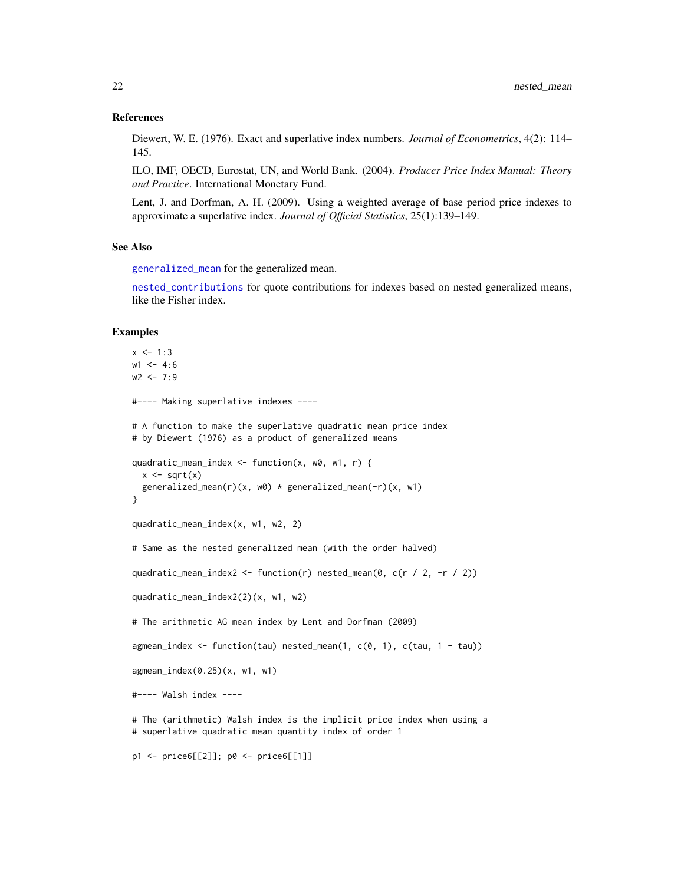### References

Diewert, W. E. (1976). Exact and superlative index numbers. *Journal of Econometrics*, 4(2): 114–145.

ILO, IMF, OECD, Eurostat, UN, and World Bank. (2004). *Producer Price Index Manual: Theory and Practice*. International Monetary Fund.

Lent, J. and Dorfman, A. H. (2009). Using a weighted average of base period price indexes to approximate a superlative index. *Journal of Official Statistics*, 25(1):139–149.

### See Also

generalized_mean for the generalized mean.

nested_contributions for quote contributions for indexes based on nested generalized means, like the Fisher index.

### Examples

```
x <- 1:3
w1 <- 4:6
w2 <- 7:9

#---- Making superlative indexes ----

# A function to make the superlative quadratic mean price index
# by Diewert (1976) as a product of generalized means

quadratic_mean_index <- function(x, w0, w1, r) {
  x <- sqrt(x)
  generalized_mean(r)(x, w0) * generalized_mean(-r)(x, w1)
}

quadratic_mean_index(x, w1, w2, 2)

# Same as the nested generalized mean (with the order halved)

quadratic_mean_index2 <- function(r) nested_mean(0, c(r / 2, -r / 2))

quadratic_mean_index2(2)(x, w1, w2)

# The arithmetic AG mean index by Lent and Dorfman (2009)

agmean_index <- function(tau) nested_mean(1, c(0, 1), c(tau, 1 - tau))

agmean_index(0.25)(x, w1, w1)

#---- Walsh index ----

# The (arithmetic) Walsh index is the implicit price index when using a
# superlative quadratic mean quantity index of order 1

p1 <- price6[[2]]; p0 <- price6[[1]]
```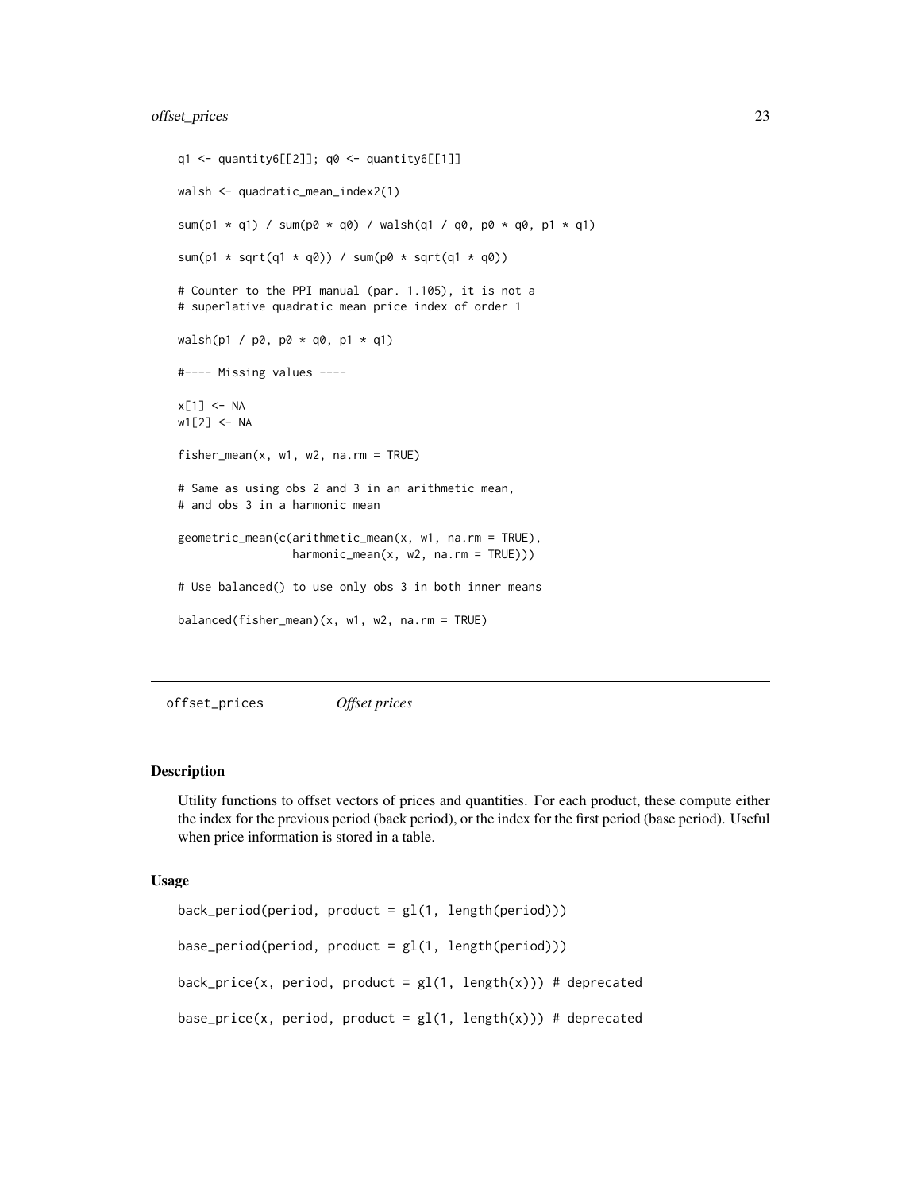```
q1 <- quantity6[[2]]; q0 <- quantity6[[1]]

walsh <- quadratic_mean_index2(1)

sum(p1 * q1) / sum(p0 * q0) / walsh(q1 / q0, p0 * q0, p1 * q1)

sum(p1 * sqrt(q1 * q0)) / sum(p0 * sqrt(q1 * q0))

# Counter to the PPI manual (par. 1.105), it is not a
# superlative quadratic mean price index of order 1

walsh(p1 / p0, p0 * q0, p1 * q1)

#---- Missing values ----

x[1] <- NA
w1[2] <- NA

fisher_mean(x, w1, w2, na.rm = TRUE)

# Same as using obs 2 and 3 in an arithmetic mean,
# and obs 3 in a harmonic mean

geometric_mean(c(arithmetic_mean(x, w1, na.rm = TRUE),
                 harmonic_mean(x, w2, na.rm = TRUE)))

# Use balanced() to use only obs 3 in both inner means

balanced(fisher_mean)(x, w1, w2, na.rm = TRUE)
```

## offset_prices — *Offset prices*

### Description

Utility functions to offset vectors of prices and quantities. For each product, these compute either the index for the previous period (back period), or the index for the first period (base period). Useful when price information is stored in a table.

### Usage

```
back_period(period, product = gl(1, length(period)))

base_period(period, product = gl(1, length(period)))

back_price(x, period, product = gl(1, length(x))) # deprecated

base_price(x, period, product = gl(1, length(x))) # deprecated
```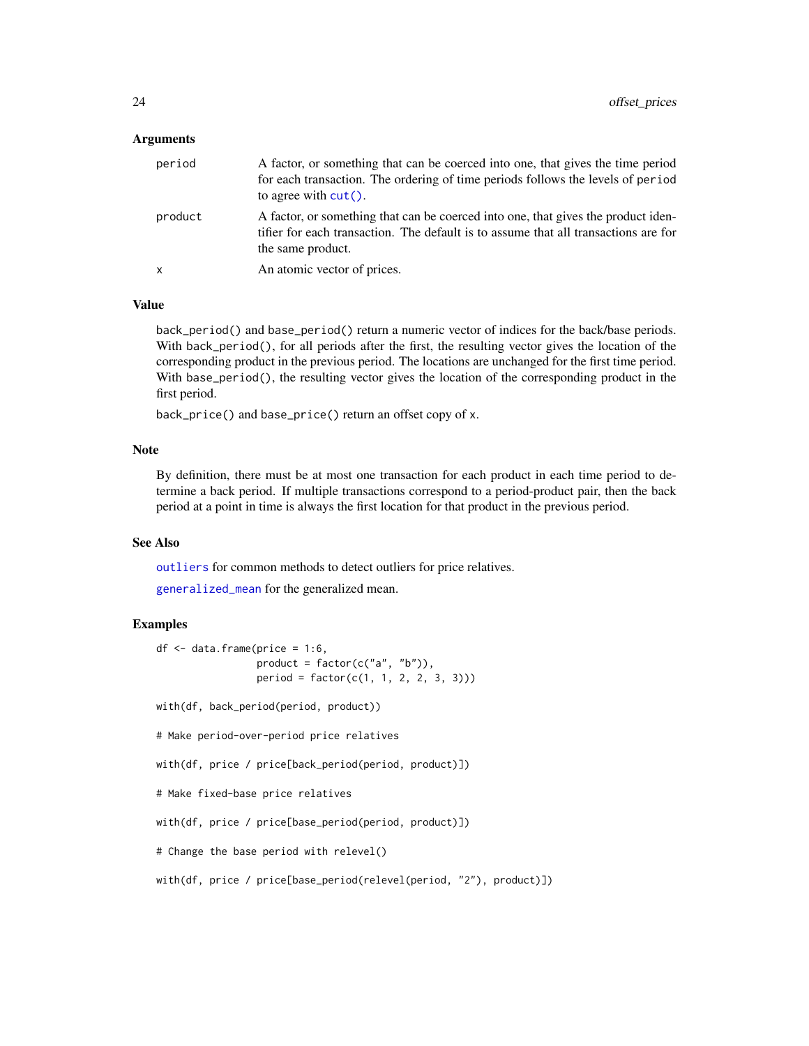## Arguments

| | |
|---|---|
| `period` | A factor, or something that can be coerced into one, that gives the time period for each transaction. The ordering of time periods follows the levels of `period` to agree with `cut()`. |
| `product` | A factor, or something that can be coerced into one, that gives the product identifier for each transaction. The default is to assume that all transactions are for the same product. |
| `x` | An atomic vector of prices. |

## Value

`back_period()` and `base_period()` return a numeric vector of indices for the back/base periods. With `back_period()`, for all periods after the first, the resulting vector gives the location of the corresponding product in the previous period. The locations are unchanged for the first time period. With `base_period()`, the resulting vector gives the location of the corresponding product in the first period.

`back_price()` and `base_price()` return an offset copy of `x`.

## Note

By definition, there must be at most one transaction for each product in each time period to determine a back period. If multiple transactions correspond to a period-product pair, then the back period at a point in time is always the first location for that product in the previous period.

## See Also

`outliers` for common methods to detect outliers for price relatives.

`generalized_mean` for the generalized mean.

## Examples

```
df <- data.frame(price = 1:6,
                 product = factor(c("a", "b")),
                 period = factor(c(1, 1, 2, 2, 3, 3)))

with(df, back_period(period, product))

# Make period-over-period price relatives

with(df, price / price[back_period(period, product)])

# Make fixed-base price relatives

with(df, price / price[base_period(period, product)])

# Change the base period with relevel()

with(df, price / price[base_period(relevel(period, "2"), product)])
```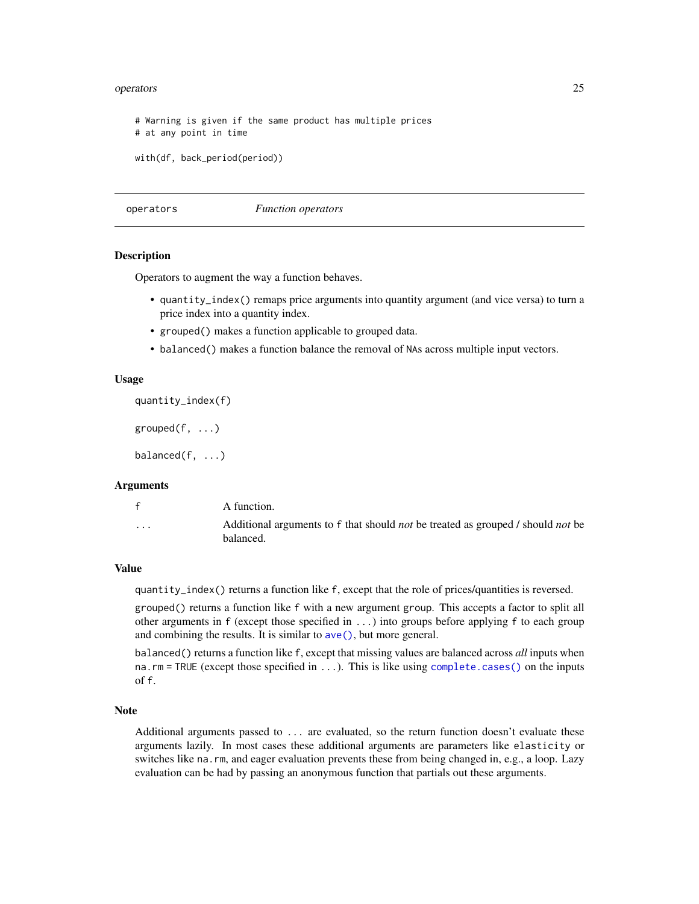```
# Warning is given if the same product has multiple prices
# at any point in time

with(df, back_period(period))
```

---

## operators — *Function operators*

### Description

Operators to augment the way a function behaves.

- `quantity_index()` remaps price arguments into quantity argument (and vice versa) to turn a price index into a quantity index.
- `grouped()` makes a function applicable to grouped data.
- `balanced()` makes a function balance the removal of NAs across multiple input vectors.

### Usage

```
quantity_index(f)

grouped(f, ...)

balanced(f, ...)
```

### Arguments

| | |
|---|---|
| `f` | A function. |
| `...` | Additional arguments to `f` that should *not* be treated as grouped / should *not* be balanced. |

### Value

`quantity_index()` returns a function like `f`, except that the role of prices/quantities is reversed.

`grouped()` returns a function like `f` with a new argument `group`. This accepts a factor to split all other arguments in `f` (except those specified in `...`) into groups before applying `f` to each group and combining the results. It is similar to `ave()`, but more general.

`balanced()` returns a function like `f`, except that missing values are balanced across *all* inputs when `na.rm = TRUE` (except those specified in `...`). This is like using `complete.cases()` on the inputs of `f`.

### Note

Additional arguments passed to `...` are evaluated, so the return function doesn't evaluate these arguments lazily. In most cases these additional arguments are parameters like `elasticity` or switches like `na.rm`, and eager evaluation prevents these from being changed in, e.g., a loop. Lazy evaluation can be had by passing an anonymous function that partials out these arguments.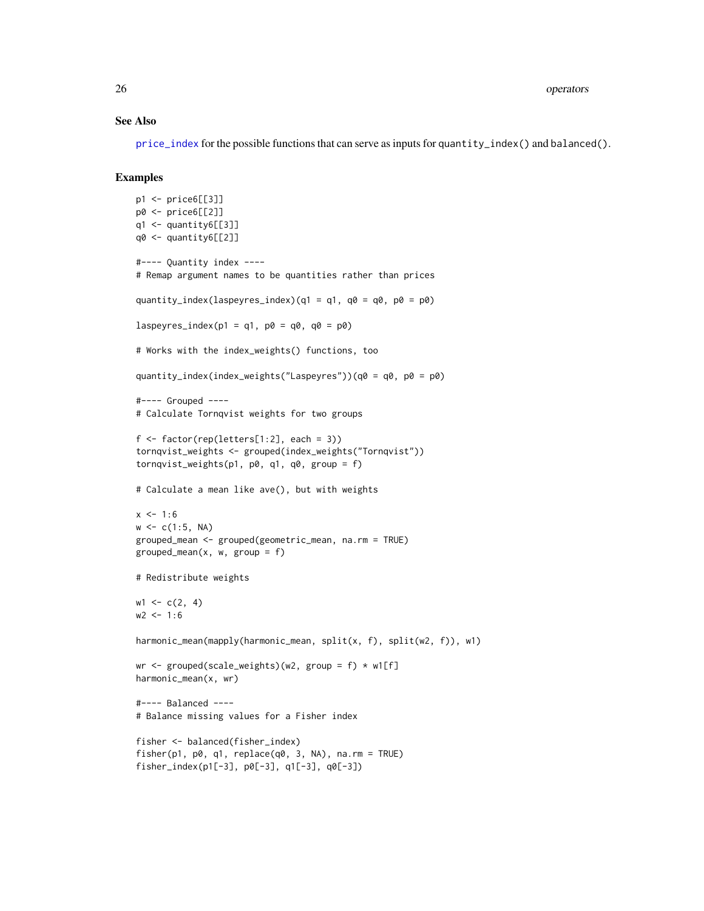## See Also

price_index for the possible functions that can serve as inputs for `quantity_index()` and `balanced()`.

## Examples

```
p1 <- price6[[3]]
p0 <- price6[[2]]
q1 <- quantity6[[3]]
q0 <- quantity6[[2]]

#---- Quantity index ----
# Remap argument names to be quantities rather than prices

quantity_index(laspeyres_index)(q1 = q1, q0 = q0, p0 = p0)

laspeyres_index(p1 = q1, p0 = q0, q0 = p0)

# Works with the index_weights() functions, too

quantity_index(index_weights("Laspeyres"))(q0 = q0, p0 = p0)

#---- Grouped ----
# Calculate Tornqvist weights for two groups

f <- factor(rep(letters[1:2], each = 3))
tornqvist_weights <- grouped(index_weights("Tornqvist"))
tornqvist_weights(p1, p0, q1, q0, group = f)

# Calculate a mean like ave(), but with weights

x <- 1:6
w <- c(1:5, NA)
grouped_mean <- grouped(geometric_mean, na.rm = TRUE)
grouped_mean(x, w, group = f)

# Redistribute weights

w1 <- c(2, 4)
w2 <- 1:6

harmonic_mean(mapply(harmonic_mean, split(x, f), split(w2, f)), w1)

wr <- grouped(scale_weights)(w2, group = f) * w1[f]
harmonic_mean(x, wr)

#---- Balanced ----
# Balance missing values for a Fisher index

fisher <- balanced(fisher_index)
fisher(p1, p0, q1, replace(q0, 3, NA), na.rm = TRUE)
fisher_index(p1[-3], p0[-3], q1[-3], q0[-3])
```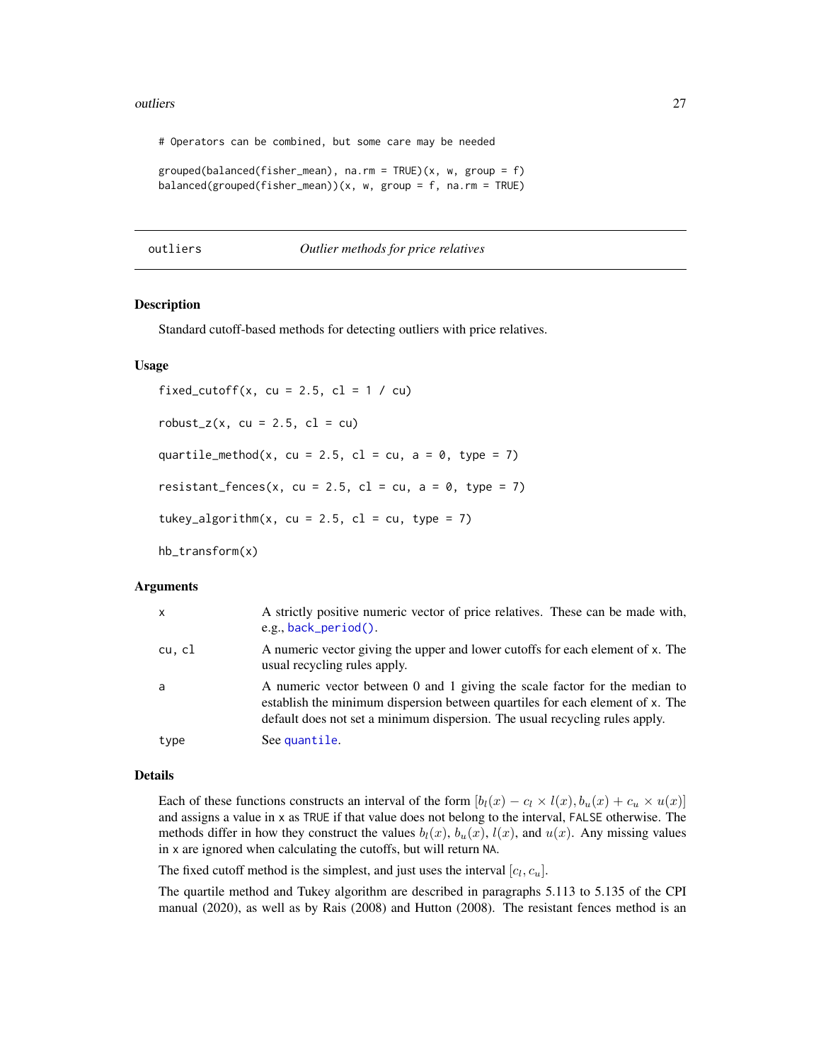```
# Operators can be combined, but some care may be needed

grouped(balanced(fisher_mean), na.rm = TRUE)(x, w, group = f)
balanced(grouped(fisher_mean))(x, w, group = f, na.rm = TRUE)
```

---

## outliers — *Outlier methods for price relatives*

### Description

Standard cutoff-based methods for detecting outliers with price relatives.

### Usage

```
fixed_cutoff(x, cu = 2.5, cl = 1 / cu)

robust_z(x, cu = 2.5, cl = cu)

quartile_method(x, cu = 2.5, cl = cu, a = 0, type = 7)

resistant_fences(x, cu = 2.5, cl = cu, a = 0, type = 7)

tukey_algorithm(x, cu = 2.5, cl = cu, type = 7)

hb_transform(x)
```

### Arguments

| | |
|---|---|
| x | A strictly positive numeric vector of price relatives. These can be made with, e.g., `back_period()`. |
| cu, cl | A numeric vector giving the upper and lower cutoffs for each element of x. The usual recycling rules apply. |
| a | A numeric vector between 0 and 1 giving the scale factor for the median to establish the minimum dispersion between quartiles for each element of x. The default does not set a minimum dispersion. The usual recycling rules apply. |
| type | See `quantile`. |

### Details

Each of these functions constructs an interval of the form $[b_l(x) - c_l \times l(x), b_u(x) + c_u \times u(x)]$ and assigns a value in x as TRUE if that value does not belong to the interval, FALSE otherwise. The methods differ in how they construct the values $b_l(x)$, $b_u(x)$, $l(x)$, and $u(x)$. Any missing values in x are ignored when calculating the cutoffs, but will return NA.

The fixed cutoff method is the simplest, and just uses the interval $[c_l, c_u]$.

The quartile method and Tukey algorithm are described in paragraphs 5.113 to 5.135 of the CPI manual (2020), as well as by Rais (2008) and Hutton (2008). The resistant fences method is an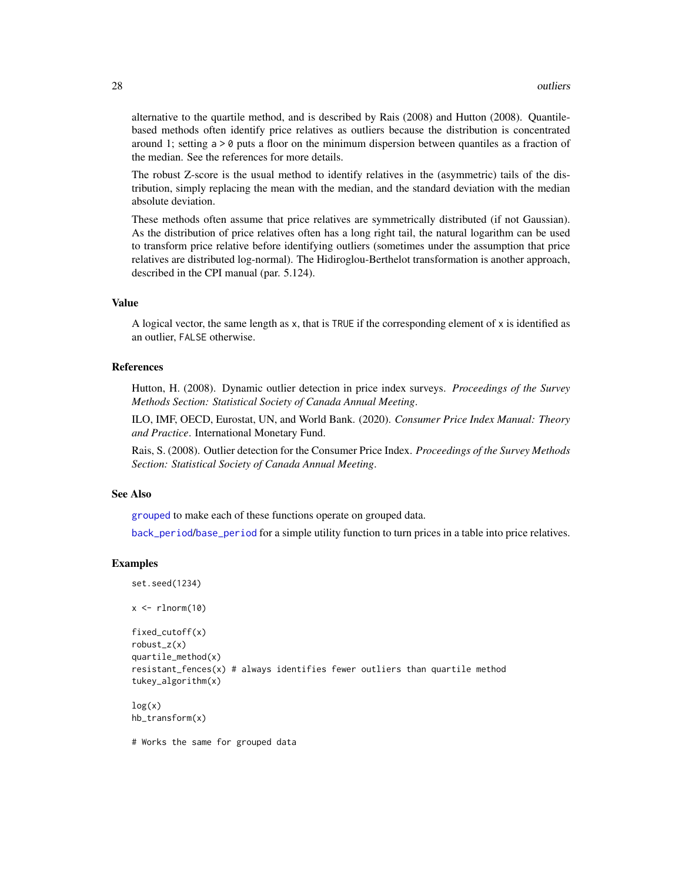alternative to the quartile method, and is described by Rais (2008) and Hutton (2008). Quantile-based methods often identify price relatives as outliers because the distribution is concentrated around 1; setting `a > 0` puts a floor on the minimum dispersion between quantiles as a fraction of the median. See the references for more details.

The robust Z-score is the usual method to identify relatives in the (asymmetric) tails of the distribution, simply replacing the mean with the median, and the standard deviation with the median absolute deviation.

These methods often assume that price relatives are symmetrically distributed (if not Gaussian). As the distribution of price relatives often has a long right tail, the natural logarithm can be used to transform price relative before identifying outliers (sometimes under the assumption that price relatives are distributed log-normal). The Hidiroglou-Berthelot transformation is another approach, described in the CPI manual (par. 5.124).

## Value

A logical vector, the same length as `x`, that is `TRUE` if the corresponding element of `x` is identified as an outlier, `FALSE` otherwise.

## References

Hutton, H. (2008). Dynamic outlier detection in price index surveys. *Proceedings of the Survey Methods Section: Statistical Society of Canada Annual Meeting*.

ILO, IMF, OECD, Eurostat, UN, and World Bank. (2020). *Consumer Price Index Manual: Theory and Practice*. International Monetary Fund.

Rais, S. (2008). Outlier detection for the Consumer Price Index. *Proceedings of the Survey Methods Section: Statistical Society of Canada Annual Meeting*.

## See Also

`grouped` to make each of these functions operate on grouped data.

`back_period`/`base_period` for a simple utility function to turn prices in a table into price relatives.

## Examples

```
set.seed(1234)

x <- rlnorm(10)

fixed_cutoff(x)
robust_z(x)
quartile_method(x)
resistant_fences(x) # always identifies fewer outliers than quartile method
tukey_algorithm(x)

log(x)
hb_transform(x)

# Works the same for grouped data
```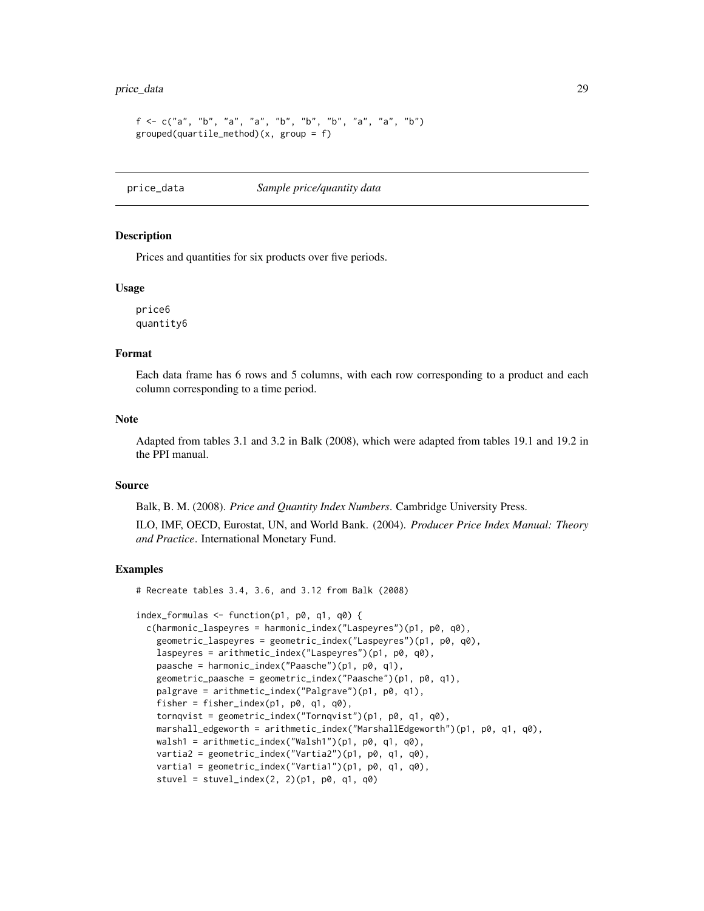```
f <- c("a", "b", "a", "a", "b", "b", "b", "a", "a", "b")
grouped(quartile_method)(x, group = f)
```

---

## price_data — *Sample price/quantity data*

---

### Description

Prices and quantities for six products over five periods.

### Usage

```
price6
quantity6
```

### Format

Each data frame has 6 rows and 5 columns, with each row corresponding to a product and each column corresponding to a time period.

### Note

Adapted from tables 3.1 and 3.2 in Balk (2008), which were adapted from tables 19.1 and 19.2 in the PPI manual.

### Source

Balk, B. M. (2008). *Price and Quantity Index Numbers*. Cambridge University Press.

ILO, IMF, OECD, Eurostat, UN, and World Bank. (2004). *Producer Price Index Manual: Theory and Practice*. International Monetary Fund.

### Examples

```
# Recreate tables 3.4, 3.6, and 3.12 from Balk (2008)

index_formulas <- function(p1, p0, q1, q0) {
  c(harmonic_laspeyres = harmonic_index("Laspeyres")(p1, p0, q0),
    geometric_laspeyres = geometric_index("Laspeyres")(p1, p0, q0),
    laspeyres = arithmetic_index("Laspeyres")(p1, p0, q0),
    paasche = harmonic_index("Paasche")(p1, p0, q1),
    geometric_paasche = geometric_index("Paasche")(p1, p0, q1),
    palgrave = arithmetic_index("Palgrave")(p1, p0, q1),
    fisher = fisher_index(p1, p0, q1, q0),
    tornqvist = geometric_index("Tornqvist")(p1, p0, q1, q0),
    marshall_edgeworth = arithmetic_index("MarshallEdgeworth")(p1, p0, q1, q0),
    walsh1 = arithmetic_index("Walsh1")(p1, p0, q1, q0),
    vartia2 = geometric_index("Vartia2")(p1, p0, q1, q0),
    vartia1 = geometric_index("Vartia1")(p1, p0, q1, q0),
    stuvel = stuvel_index(2, 2)(p1, p0, q1, q0)
```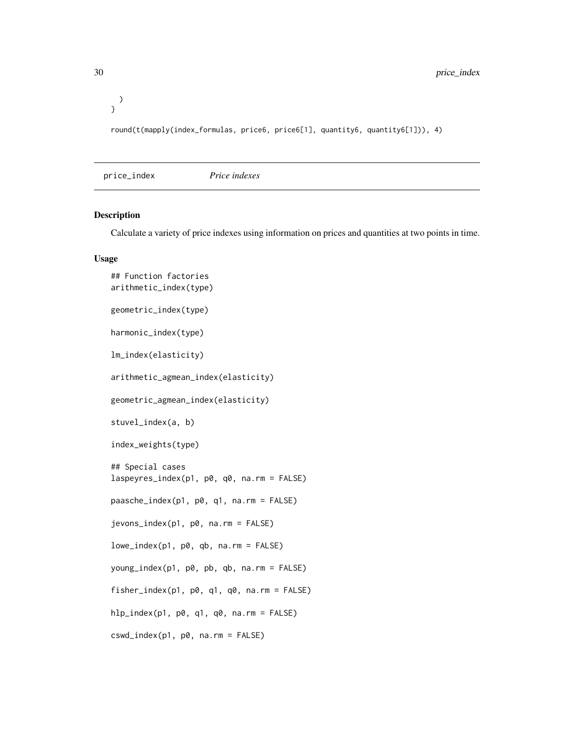```
  )
}

round(t(mapply(index_formulas, price6, price6[1], quantity6, quantity6[1])), 4)
```

## price_index — *Price indexes*

### Description

Calculate a variety of price indexes using information on prices and quantities at two points in time.

### Usage

```
## Function factories
arithmetic_index(type)

geometric_index(type)

harmonic_index(type)

lm_index(elasticity)

arithmetic_agmean_index(elasticity)

geometric_agmean_index(elasticity)

stuvel_index(a, b)

index_weights(type)

## Special cases
laspeyres_index(p1, p0, q0, na.rm = FALSE)

paasche_index(p1, p0, q1, na.rm = FALSE)

jevons_index(p1, p0, na.rm = FALSE)

lowe_index(p1, p0, qb, na.rm = FALSE)

young_index(p1, p0, pb, qb, na.rm = FALSE)

fisher_index(p1, p0, q1, q0, na.rm = FALSE)

hlp_index(p1, p0, q1, q0, na.rm = FALSE)

cswd_index(p1, p0, na.rm = FALSE)
```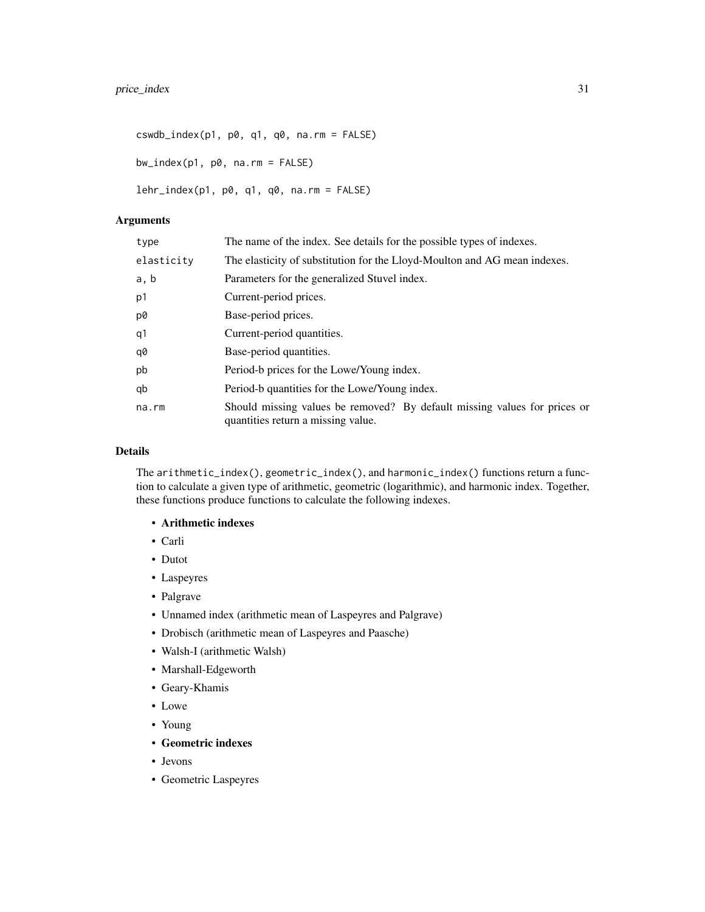```
cswdb_index(p1, p0, q1, q0, na.rm = FALSE)

bw_index(p1, p0, na.rm = FALSE)

lehr_index(p1, p0, q1, q0, na.rm = FALSE)
```

## Arguments

| | |
|---|---|
| type | The name of the index. See details for the possible types of indexes. |
| elasticity | The elasticity of substitution for the Lloyd-Moulton and AG mean indexes. |
| a, b | Parameters for the generalized Stuvel index. |
| p1 | Current-period prices. |
| p0 | Base-period prices. |
| q1 | Current-period quantities. |
| q0 | Base-period quantities. |
| pb | Period-b prices for the Lowe/Young index. |
| qb | Period-b quantities for the Lowe/Young index. |
| na.rm | Should missing values be removed? By default missing values for prices or quantities return a missing value. |

## Details

The `arithmetic_index()`, `geometric_index()`, and `harmonic_index()` functions return a function to calculate a given type of arithmetic, geometric (logarithmic), and harmonic index. Together, these functions produce functions to calculate the following indexes.

- **Arithmetic indexes**
- Carli
- Dutot
- Laspeyres
- Palgrave
- Unnamed index (arithmetic mean of Laspeyres and Palgrave)
- Drobisch (arithmetic mean of Laspeyres and Paasche)
- Walsh-I (arithmetic Walsh)
- Marshall-Edgeworth
- Geary-Khamis
- Lowe
- Young
- **Geometric indexes**
- Jevons
- Geometric Laspeyres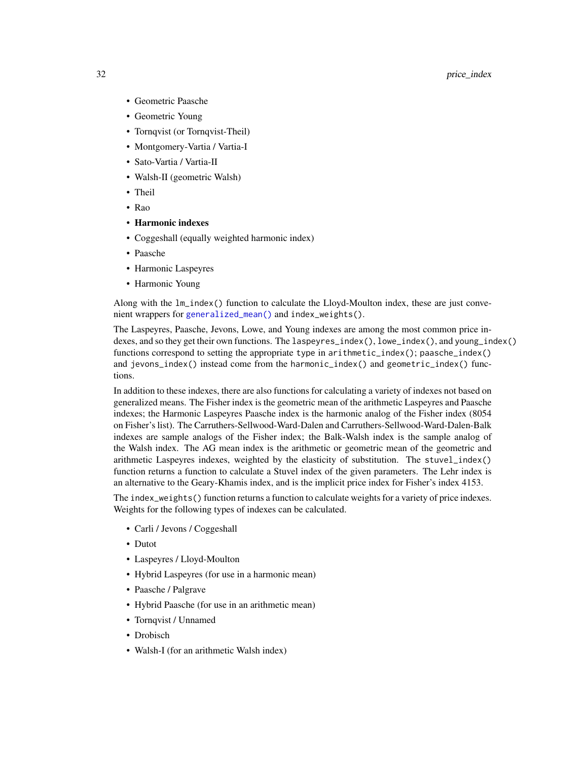- Geometric Paasche
- Geometric Young
- Tornqvist (or Tornqvist-Theil)
- Montgomery-Vartia / Vartia-I
- Sato-Vartia / Vartia-II
- Walsh-II (geometric Walsh)
- Theil
- Rao
- **Harmonic indexes**
- Coggeshall (equally weighted harmonic index)
- Paasche
- Harmonic Laspeyres
- Harmonic Young

Along with the `lm_index()` function to calculate the Lloyd-Moulton index, these are just convenient wrappers for `generalized_mean()` and `index_weights()`.

The Laspeyres, Paasche, Jevons, Lowe, and Young indexes are among the most common price indexes, and so they get their own functions. The `laspeyres_index()`, `lowe_index()`, and `young_index()` functions correspond to setting the appropriate `type` in `arithmetic_index()`; `paasche_index()` and `jevons_index()` instead come from the `harmonic_index()` and `geometric_index()` functions.

In addition to these indexes, there are also functions for calculating a variety of indexes not based on generalized means. The Fisher index is the geometric mean of the arithmetic Laspeyres and Paasche indexes; the Harmonic Laspeyres Paasche index is the harmonic analog of the Fisher index (8054 on Fisher's list). The Carruthers-Sellwood-Ward-Dalen and Carruthers-Sellwood-Ward-Dalen-Balk indexes are sample analogs of the Fisher index; the Balk-Walsh index is the sample analog of the Walsh index. The AG mean index is the arithmetic or geometric mean of the geometric and arithmetic Laspeyres indexes, weighted by the elasticity of substitution. The `stuvel_index()` function returns a function to calculate a Stuvel index of the given parameters. The Lehr index is an alternative to the Geary-Khamis index, and is the implicit price index for Fisher's index 4153.

The `index_weights()` function returns a function to calculate weights for a variety of price indexes. Weights for the following types of indexes can be calculated.

- Carli / Jevons / Coggeshall
- Dutot
- Laspeyres / Lloyd-Moulton
- Hybrid Laspeyres (for use in a harmonic mean)
- Paasche / Palgrave
- Hybrid Paasche (for use in an arithmetic mean)
- Tornqvist / Unnamed
- Drobisch
- Walsh-I (for an arithmetic Walsh index)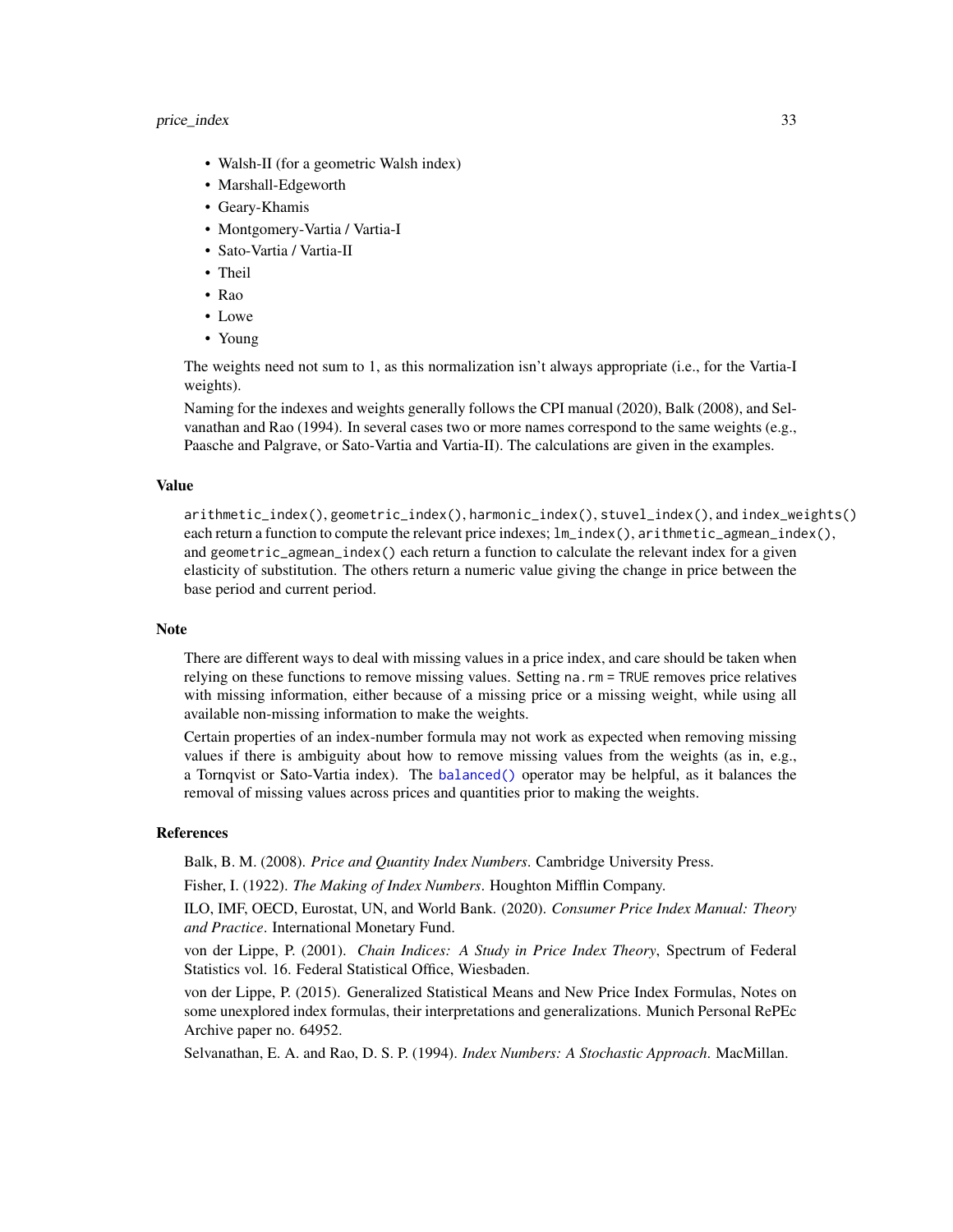- Walsh-II (for a geometric Walsh index)
- Marshall-Edgeworth
- Geary-Khamis
- Montgomery-Vartia / Vartia-I
- Sato-Vartia / Vartia-II
- Theil
- Rao
- Lowe
- Young

The weights need not sum to 1, as this normalization isn't always appropriate (i.e., for the Vartia-I weights).

Naming for the indexes and weights generally follows the CPI manual (2020), Balk (2008), and Selvanathan and Rao (1994). In several cases two or more names correspond to the same weights (e.g., Paasche and Palgrave, or Sato-Vartia and Vartia-II). The calculations are given in the examples.

### Value

`arithmetic_index()`, `geometric_index()`, `harmonic_index()`, `stuvel_index()`, and `index_weights()` each return a function to compute the relevant price indexes; `lm_index()`, `arithmetic_agmean_index()`, and `geometric_agmean_index()` each return a function to calculate the relevant index for a given elasticity of substitution. The others return a numeric value giving the change in price between the base period and current period.

### Note

There are different ways to deal with missing values in a price index, and care should be taken when relying on these functions to remove missing values. Setting `na.rm = TRUE` removes price relatives with missing information, either because of a missing price or a missing weight, while using all available non-missing information to make the weights.

Certain properties of an index-number formula may not work as expected when removing missing values if there is ambiguity about how to remove missing values from the weights (as in, e.g., a Tornqvist or Sato-Vartia index). The `balanced()` operator may be helpful, as it balances the removal of missing values across prices and quantities prior to making the weights.

### References

Balk, B. M. (2008). *Price and Quantity Index Numbers*. Cambridge University Press.

Fisher, I. (1922). *The Making of Index Numbers*. Houghton Mifflin Company.

ILO, IMF, OECD, Eurostat, UN, and World Bank. (2020). *Consumer Price Index Manual: Theory and Practice*. International Monetary Fund.

von der Lippe, P. (2001). *Chain Indices: A Study in Price Index Theory*, Spectrum of Federal Statistics vol. 16. Federal Statistical Office, Wiesbaden.

von der Lippe, P. (2015). Generalized Statistical Means and New Price Index Formulas, Notes on some unexplored index formulas, their interpretations and generalizations. Munich Personal RePEc Archive paper no. 64952.

Selvanathan, E. A. and Rao, D. S. P. (1994). *Index Numbers: A Stochastic Approach*. MacMillan.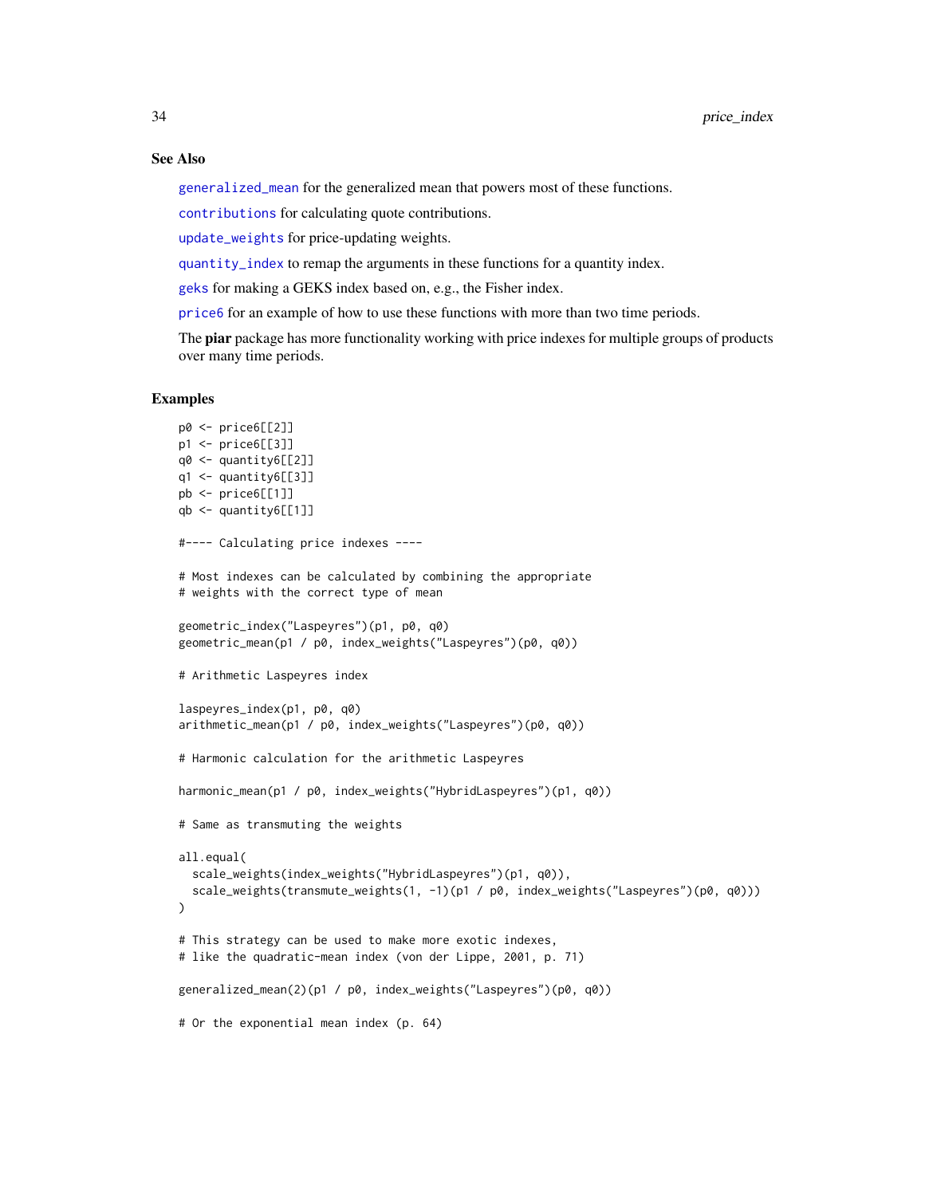## See Also

`generalized_mean` for the generalized mean that powers most of these functions.

`contributions` for calculating quote contributions.

`update_weights` for price-updating weights.

`quantity_index` to remap the arguments in these functions for a quantity index.

`geks` for making a GEKS index based on, e.g., the Fisher index.

`price6` for an example of how to use these functions with more than two time periods.

The **piar** package has more functionality working with price indexes for multiple groups of products over many time periods.

## Examples

```
p0 <- price6[[2]]
p1 <- price6[[3]]
q0 <- quantity6[[2]]
q1 <- quantity6[[3]]
pb <- price6[[1]]
qb <- quantity6[[1]]

#---- Calculating price indexes ----

# Most indexes can be calculated by combining the appropriate
# weights with the correct type of mean

geometric_index("Laspeyres")(p1, p0, q0)
geometric_mean(p1 / p0, index_weights("Laspeyres")(p0, q0))

# Arithmetic Laspeyres index

laspeyres_index(p1, p0, q0)
arithmetic_mean(p1 / p0, index_weights("Laspeyres")(p0, q0))

# Harmonic calculation for the arithmetic Laspeyres

harmonic_mean(p1 / p0, index_weights("HybridLaspeyres")(p1, q0))

# Same as transmuting the weights

all.equal(
  scale_weights(index_weights("HybridLaspeyres")(p1, q0)),
  scale_weights(transmute_weights(1, -1)(p1 / p0, index_weights("Laspeyres")(p0, q0)))
)

# This strategy can be used to make more exotic indexes,
# like the quadratic-mean index (von der Lippe, 2001, p. 71)

generalized_mean(2)(p1 / p0, index_weights("Laspeyres")(p0, q0))

# Or the exponential mean index (p. 64)
```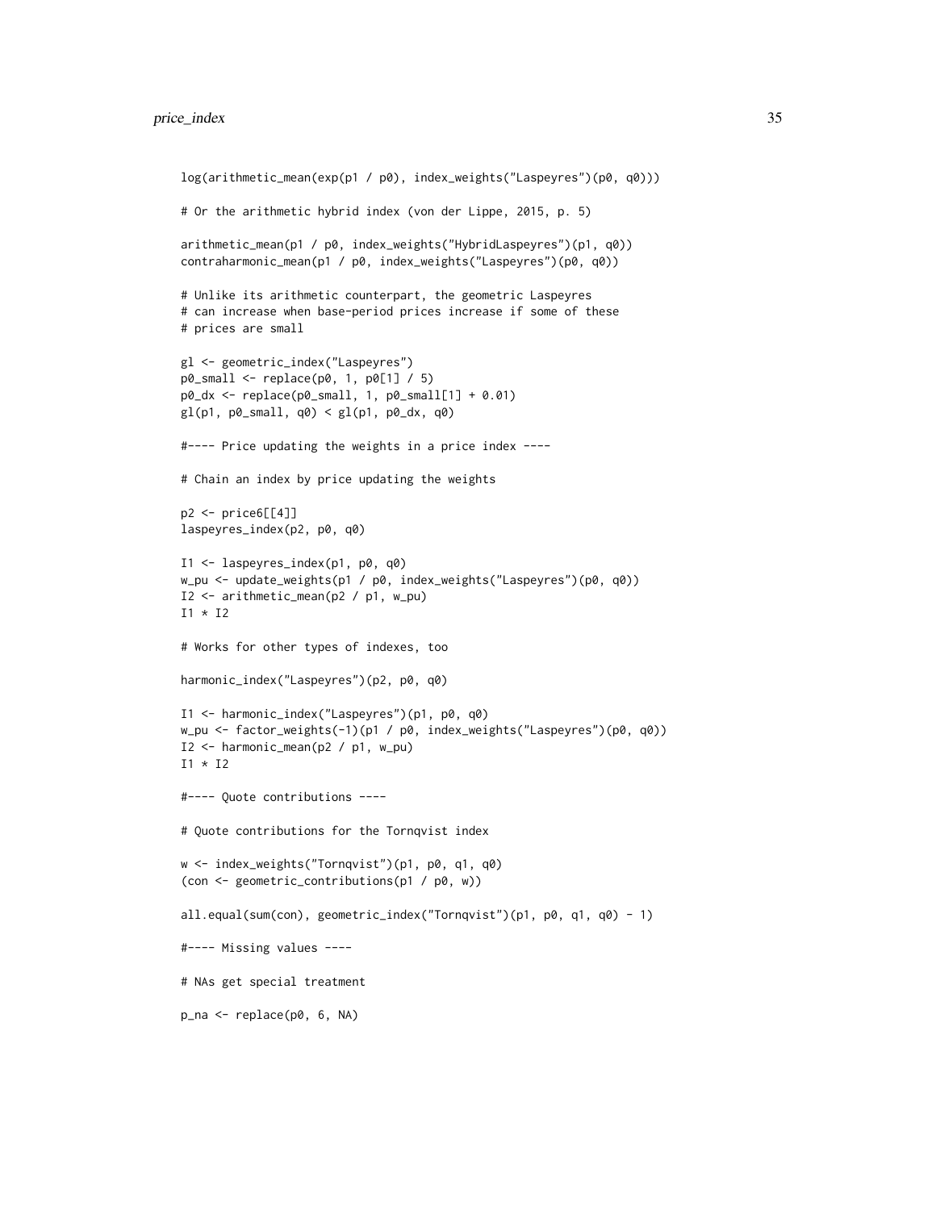```
log(arithmetic_mean(exp(p1 / p0), index_weights("Laspeyres")(p0, q0)))

# Or the arithmetic hybrid index (von der Lippe, 2015, p. 5)

arithmetic_mean(p1 / p0, index_weights("HybridLaspeyres")(p1, q0))
contraharmonic_mean(p1 / p0, index_weights("Laspeyres")(p0, q0))

# Unlike its arithmetic counterpart, the geometric Laspeyres
# can increase when base-period prices increase if some of these
# prices are small

gl <- geometric_index("Laspeyres")
p0_small <- replace(p0, 1, p0[1] / 5)
p0_dx <- replace(p0_small, 1, p0_small[1] + 0.01)
gl(p1, p0_small, q0) < gl(p1, p0_dx, q0)

#---- Price updating the weights in a price index ----

# Chain an index by price updating the weights

p2 <- price6[[4]]
laspeyres_index(p2, p0, q0)

I1 <- laspeyres_index(p1, p0, q0)
w_pu <- update_weights(p1 / p0, index_weights("Laspeyres")(p0, q0))
I2 <- arithmetic_mean(p2 / p1, w_pu)
I1 * I2

# Works for other types of indexes, too

harmonic_index("Laspeyres")(p2, p0, q0)

I1 <- harmonic_index("Laspeyres")(p1, p0, q0)
w_pu <- factor_weights(-1)(p1 / p0, index_weights("Laspeyres")(p0, q0))
I2 <- harmonic_mean(p2 / p1, w_pu)
I1 * I2

#---- Quote contributions ----

# Quote contributions for the Tornqvist index

w <- index_weights("Tornqvist")(p1, p0, q1, q0)
(con <- geometric_contributions(p1 / p0, w))

all.equal(sum(con), geometric_index("Tornqvist")(p1, p0, q1, q0) - 1)

#---- Missing values ----

# NAs get special treatment

p_na <- replace(p0, 6, NA)
```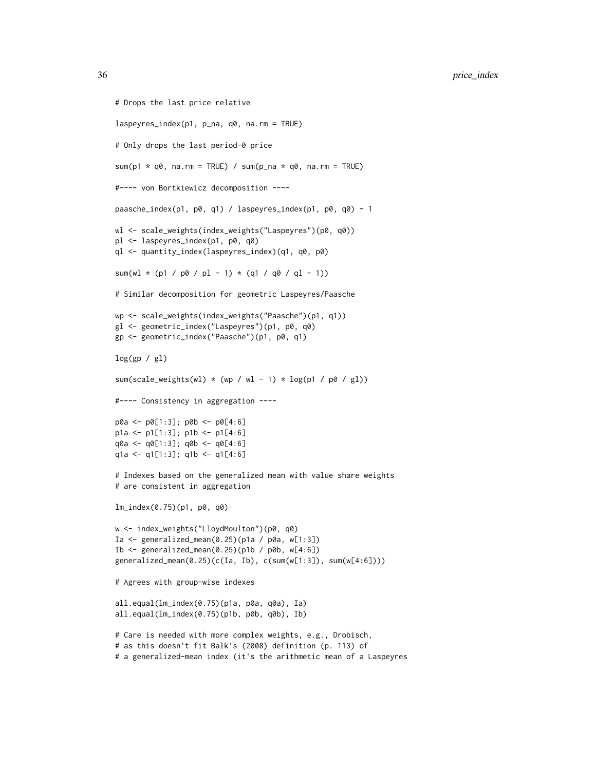```
# Drops the last price relative

laspeyres_index(p1, p_na, q0, na.rm = TRUE)

# Only drops the last period-0 price

sum(p1 * q0, na.rm = TRUE) / sum(p_na * q0, na.rm = TRUE)

#---- von Bortkiewicz decomposition ----

paasche_index(p1, p0, q1) / laspeyres_index(p1, p0, q0) - 1

wl <- scale_weights(index_weights("Laspeyres")(p0, q0))
pl <- laspeyres_index(p1, p0, q0)
ql <- quantity_index(laspeyres_index)(q1, q0, p0)

sum(wl * (p1 / p0 / pl - 1) * (q1 / q0 / ql - 1))

# Similar decomposition for geometric Laspeyres/Paasche

wp <- scale_weights(index_weights("Paasche")(p1, q1))
gl <- geometric_index("Laspeyres")(p1, p0, q0)
gp <- geometric_index("Paasche")(p1, p0, q1)

log(gp / gl)

sum(scale_weights(wl) * (wp / wl - 1) * log(p1 / p0 / gl))

#---- Consistency in aggregation ----

p0a <- p0[1:3]; p0b <- p0[4:6]
p1a <- p1[1:3]; p1b <- p1[4:6]
q0a <- q0[1:3]; q0b <- q0[4:6]
q1a <- q1[1:3]; q1b <- q1[4:6]

# Indexes based on the generalized mean with value share weights
# are consistent in aggregation

lm_index(0.75)(p1, p0, q0)

w <- index_weights("LloydMoulton")(p0, q0)
Ia <- generalized_mean(0.25)(p1a / p0a, w[1:3])
Ib <- generalized_mean(0.25)(p1b / p0b, w[4:6])
generalized_mean(0.25)(c(Ia, Ib), c(sum(w[1:3]), sum(w[4:6])))

# Agrees with group-wise indexes

all.equal(lm_index(0.75)(p1a, p0a, q0a), Ia)
all.equal(lm_index(0.75)(p1b, p0b, q0b), Ib)

# Care is needed with more complex weights, e.g., Drobisch,
# as this doesn't fit Balk's (2008) definition (p. 113) of
# a generalized-mean index (it's the arithmetic mean of a Laspeyres
```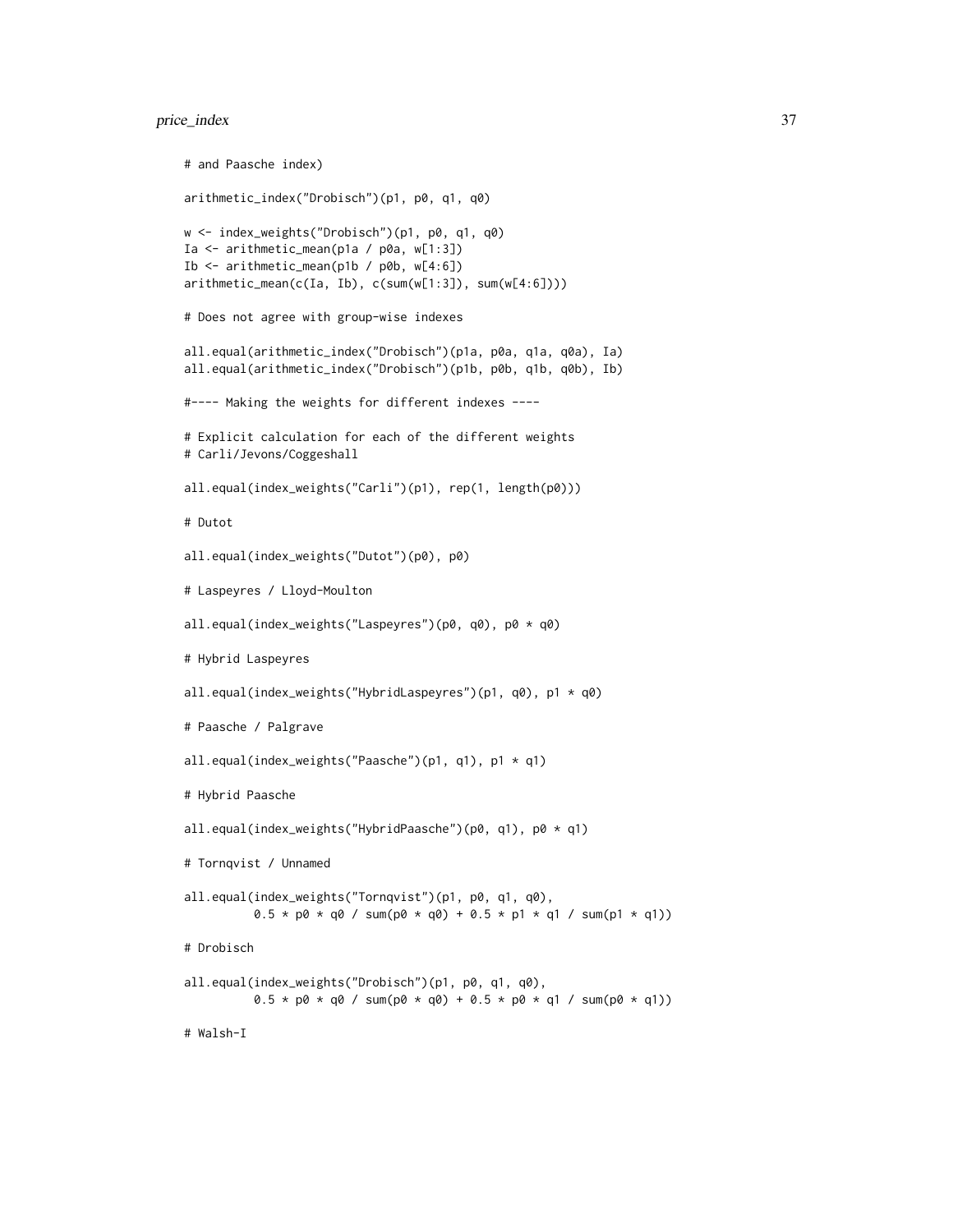```
# and Paasche index)

arithmetic_index("Drobisch")(p1, p0, q1, q0)

w <- index_weights("Drobisch")(p1, p0, q1, q0)
Ia <- arithmetic_mean(p1a / p0a, w[1:3])
Ib <- arithmetic_mean(p1b / p0b, w[4:6])
arithmetic_mean(c(Ia, Ib), c(sum(w[1:3]), sum(w[4:6])))

# Does not agree with group-wise indexes

all.equal(arithmetic_index("Drobisch")(p1a, p0a, q1a, q0a), Ia)
all.equal(arithmetic_index("Drobisch")(p1b, p0b, q1b, q0b), Ib)

#---- Making the weights for different indexes ----

# Explicit calculation for each of the different weights
# Carli/Jevons/Coggeshall

all.equal(index_weights("Carli")(p1), rep(1, length(p0)))

# Dutot

all.equal(index_weights("Dutot")(p0), p0)

# Laspeyres / Lloyd-Moulton

all.equal(index_weights("Laspeyres")(p0, q0), p0 * q0)

# Hybrid Laspeyres

all.equal(index_weights("HybridLaspeyres")(p1, q0), p1 * q0)

# Paasche / Palgrave

all.equal(index_weights("Paasche")(p1, q1), p1 * q1)

# Hybrid Paasche

all.equal(index_weights("HybridPaasche")(p0, q1), p0 * q1)

# Tornqvist / Unnamed

all.equal(index_weights("Tornqvist")(p1, p0, q1, q0),
          0.5 * p0 * q0 / sum(p0 * q0) + 0.5 * p1 * q1 / sum(p1 * q1))

# Drobisch

all.equal(index_weights("Drobisch")(p1, p0, q1, q0),
          0.5 * p0 * q0 / sum(p0 * q0) + 0.5 * p0 * q1 / sum(p0 * q1))

# Walsh-I
```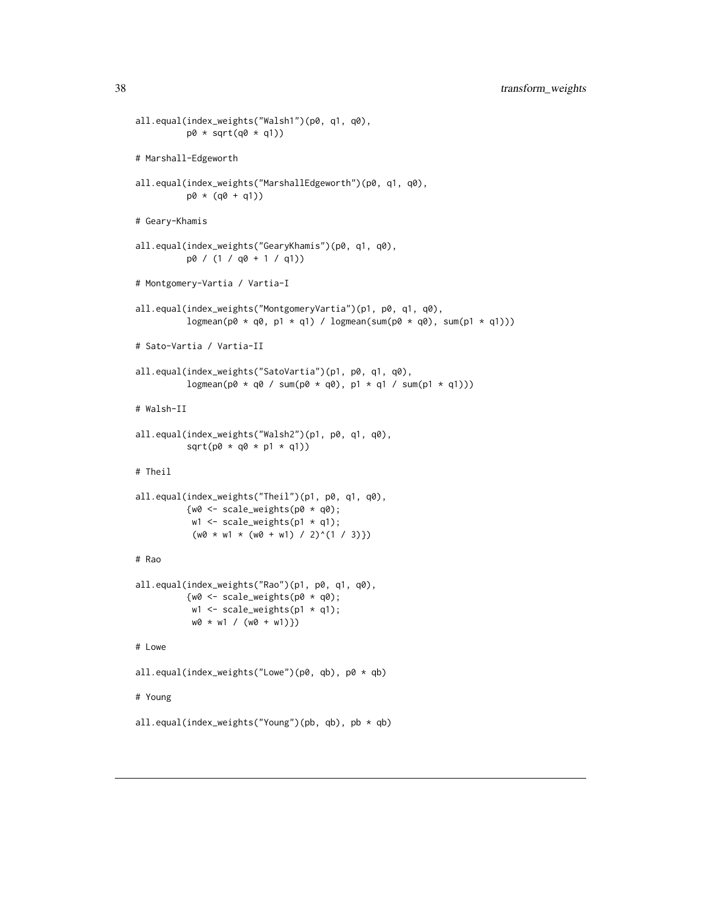```
all.equal(index_weights("Walsh1")(p0, q1, q0),
          p0 * sqrt(q0 * q1))

# Marshall-Edgeworth

all.equal(index_weights("MarshallEdgeworth")(p0, q1, q0),
          p0 * (q0 + q1))

# Geary-Khamis

all.equal(index_weights("GearyKhamis")(p0, q1, q0),
          p0 / (1 / q0 + 1 / q1))

# Montgomery-Vartia / Vartia-I

all.equal(index_weights("MontgomeryVartia")(p1, p0, q1, q0),
          logmean(p0 * q0, p1 * q1) / logmean(sum(p0 * q0), sum(p1 * q1)))

# Sato-Vartia / Vartia-II

all.equal(index_weights("SatoVartia")(p1, p0, q1, q0),
          logmean(p0 * q0 / sum(p0 * q0), p1 * q1 / sum(p1 * q1)))

# Walsh-II

all.equal(index_weights("Walsh2")(p1, p0, q1, q0),
          sqrt(p0 * q0 * p1 * q1))

# Theil

all.equal(index_weights("Theil")(p1, p0, q1, q0),
          {w0 <- scale_weights(p0 * q0);
           w1 <- scale_weights(p1 * q1);
           (w0 * w1 * (w0 + w1) / 2)^(1 / 3)})

# Rao

all.equal(index_weights("Rao")(p1, p0, q1, q0),
          {w0 <- scale_weights(p0 * q0);
           w1 <- scale_weights(p1 * q1);
           w0 * w1 / (w0 + w1)})

# Lowe

all.equal(index_weights("Lowe")(p0, qb), p0 * qb)

# Young

all.equal(index_weights("Young")(pb, qb), pb * qb)
```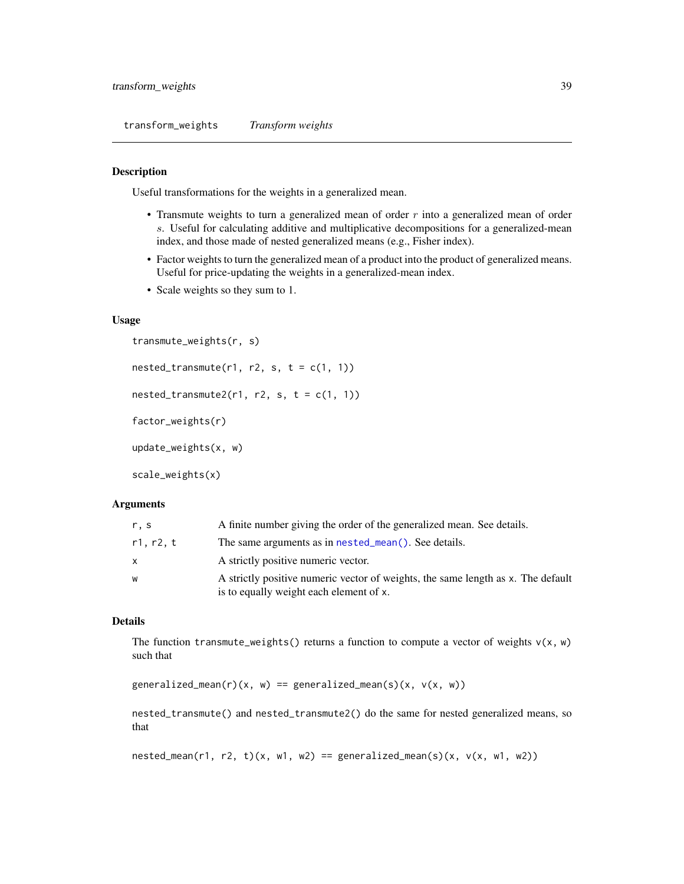## transform_weights *Transform weights*

### Description

Useful transformations for the weights in a generalized mean.

- Transmute weights to turn a generalized mean of order $r$ into a generalized mean of order $s$. Useful for calculating additive and multiplicative decompositions for a generalized-mean index, and those made of nested generalized means (e.g., Fisher index).
- Factor weights to turn the generalized mean of a product into the product of generalized means. Useful for price-updating the weights in a generalized-mean index.
- Scale weights so they sum to 1.

### Usage

```
transmute_weights(r, s)

nested_transmute(r1, r2, s, t = c(1, 1))

nested_transmute2(r1, r2, s, t = c(1, 1))

factor_weights(r)

update_weights(x, w)

scale_weights(x)
```

### Arguments

| | |
|---|---|
| r, s | A finite number giving the order of the generalized mean. See details. |
| r1, r2, t | The same arguments as in nested_mean(). See details. |
| x | A strictly positive numeric vector. |
| w | A strictly positive numeric vector of weights, the same length as x. The default is to equally weight each element of x. |

### Details

The function `transmute_weights()` returns a function to compute a vector of weights `v(x, w)` such that

```
generalized_mean(r)(x, w) == generalized_mean(s)(x, v(x, w))
```

`nested_transmute()` and `nested_transmute2()` do the same for nested generalized means, so that

```
nested_mean(r1, r2, t)(x, w1, w2) == generalized_mean(s)(x, v(x, w1, w2))
```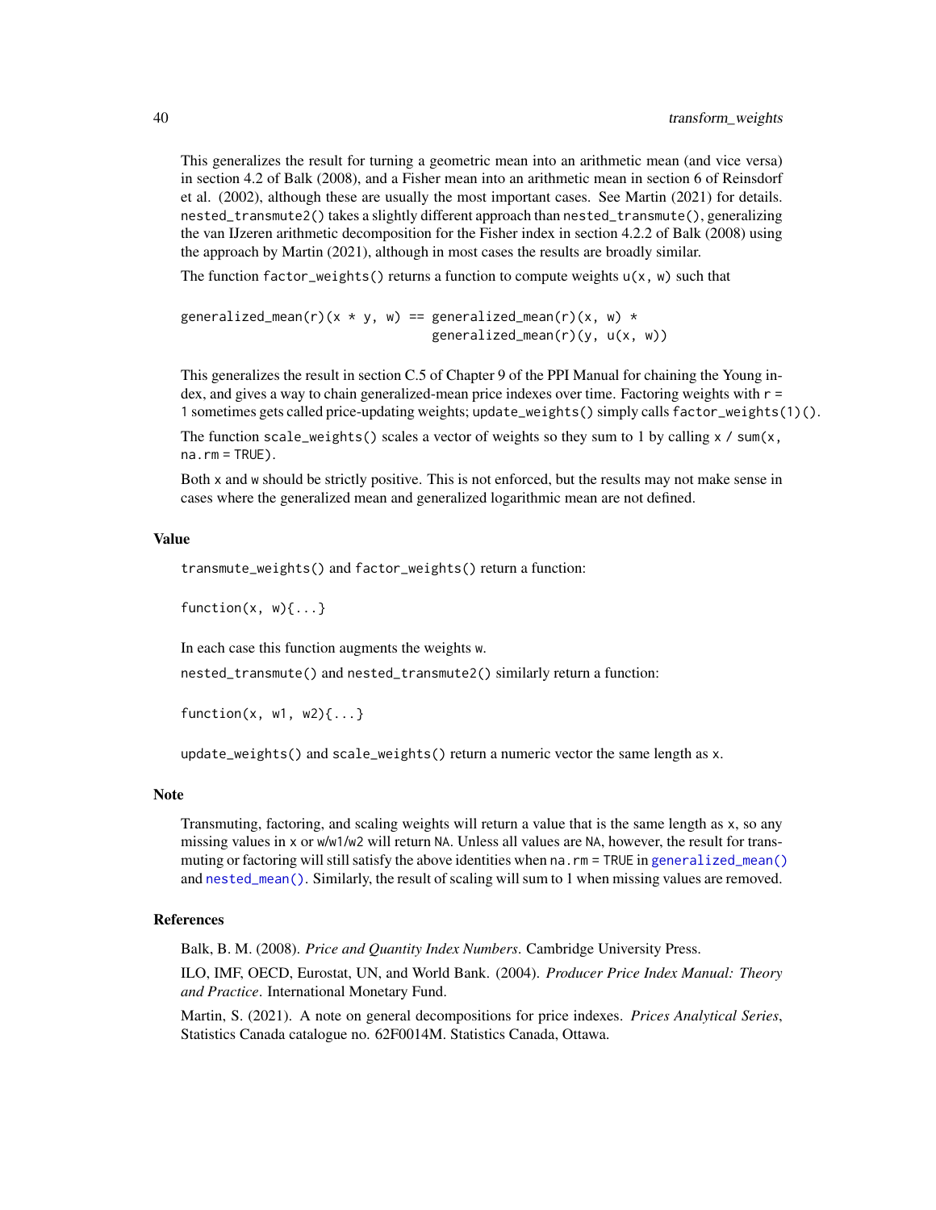This generalizes the result for turning a geometric mean into an arithmetic mean (and vice versa) in section 4.2 of Balk (2008), and a Fisher mean into an arithmetic mean in section 6 of Reinsdorf et al. (2002), although these are usually the most important cases. See Martin (2021) for details. `nested_transmute2()` takes a slightly different approach than `nested_transmute()`, generalizing the van IJzeren arithmetic decomposition for the Fisher index in section 4.2.2 of Balk (2008) using the approach by Martin (2021), although in most cases the results are broadly similar.

The function `factor_weights()` returns a function to compute weights `u(x, w)` such that

```
generalized_mean(r)(x * y, w) == generalized_mean(r)(x, w) *
                                 generalized_mean(r)(y, u(x, w))
```

This generalizes the result in section C.5 of Chapter 9 of the PPI Manual for chaining the Young index, and gives a way to chain generalized-mean price indexes over time. Factoring weights with `r = 1` sometimes gets called price-updating weights; `update_weights()` simply calls `factor_weights(1)()`.

The function `scale_weights()` scales a vector of weights so they sum to 1 by calling `x / sum(x, na.rm = TRUE)`.

Both `x` and `w` should be strictly positive. This is not enforced, but the results may not make sense in cases where the generalized mean and generalized logarithmic mean are not defined.

## Value

`transmute_weights()` and `factor_weights()` return a function:

```
function(x, w){...}
```

In each case this function augments the weights `w`.

`nested_transmute()` and `nested_transmute2()` similarly return a function:

```
function(x, w1, w2){...}
```

`update_weights()` and `scale_weights()` return a numeric vector the same length as `x`.

## Note

Transmuting, factoring, and scaling weights will return a value that is the same length as `x`, so any missing values in `x` or `w`/`w1`/`w2` will return `NA`. Unless all values are `NA`, however, the result for transmuting or factoring will still satisfy the above identities when `na.rm = TRUE` in `generalized_mean()` and `nested_mean()`. Similarly, the result of scaling will sum to 1 when missing values are removed.

## References

Balk, B. M. (2008). *Price and Quantity Index Numbers*. Cambridge University Press.

ILO, IMF, OECD, Eurostat, UN, and World Bank. (2004). *Producer Price Index Manual: Theory and Practice*. International Monetary Fund.

Martin, S. (2021). A note on general decompositions for price indexes. *Prices Analytical Series*, Statistics Canada catalogue no. 62F0014M. Statistics Canada, Ottawa.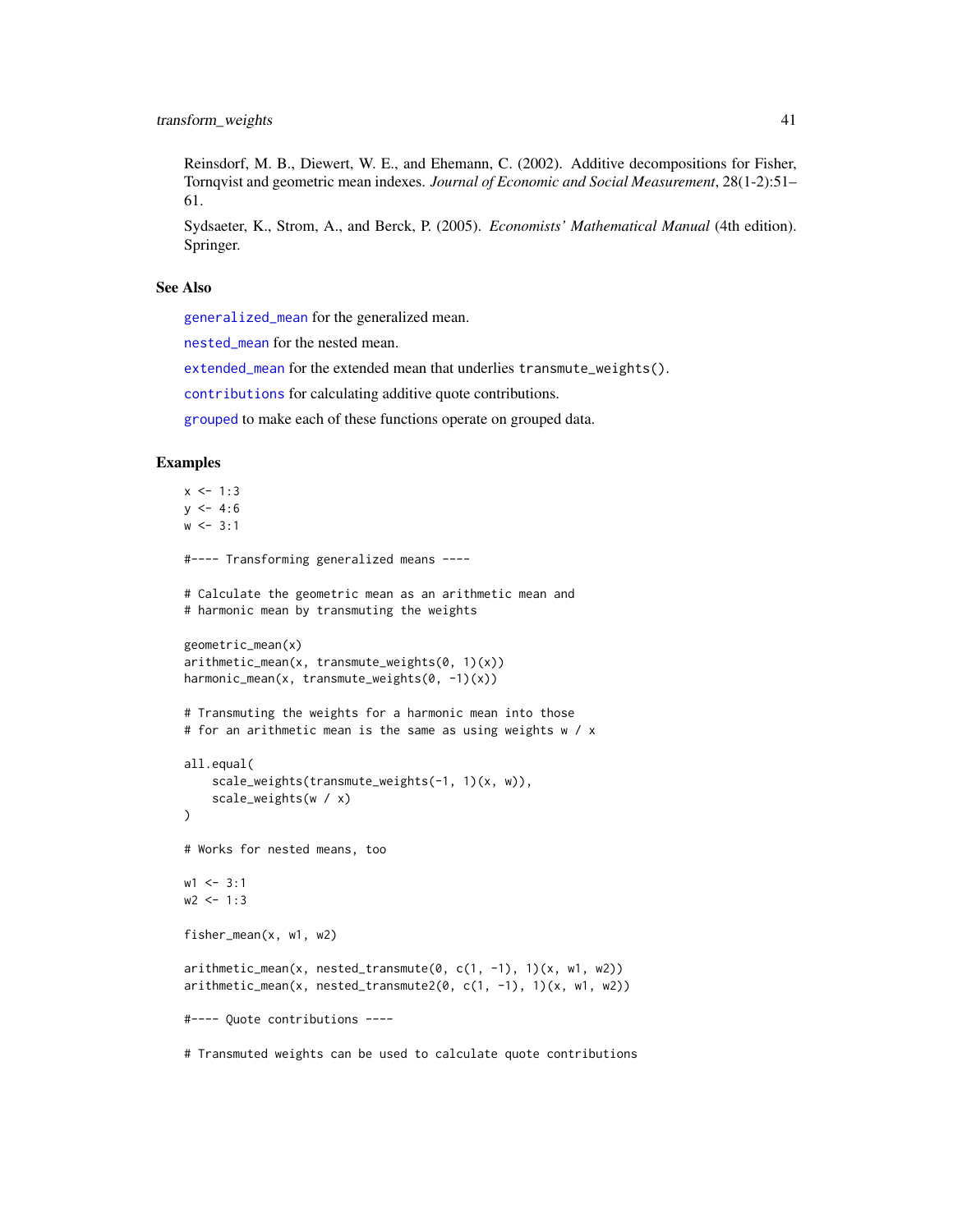Reinsdorf, M. B., Diewert, W. E., and Ehemann, C. (2002). Additive decompositions for Fisher, Tornqvist and geometric mean indexes. *Journal of Economic and Social Measurement*, 28(1-2):51–61.

Sydsaeter, K., Strom, A., and Berck, P. (2005). *Economists' Mathematical Manual* (4th edition). Springer.

## See Also

`generalized_mean` for the generalized mean.

`nested_mean` for the nested mean.

`extended_mean` for the extended mean that underlies `transmute_weights()`.

`contributions` for calculating additive quote contributions.

`grouped` to make each of these functions operate on grouped data.

## Examples

```
x <- 1:3
y <- 4:6
w <- 3:1

#---- Transforming generalized means ----

# Calculate the geometric mean as an arithmetic mean and
# harmonic mean by transmuting the weights

geometric_mean(x)
arithmetic_mean(x, transmute_weights(0, 1)(x))
harmonic_mean(x, transmute_weights(0, -1)(x))

# Transmuting the weights for a harmonic mean into those
# for an arithmetic mean is the same as using weights w / x

all.equal(
    scale_weights(transmute_weights(-1, 1)(x, w)),
    scale_weights(w / x)
)

# Works for nested means, too

w1 <- 3:1
w2 <- 1:3

fisher_mean(x, w1, w2)

arithmetic_mean(x, nested_transmute(0, c(1, -1), 1)(x, w1, w2))
arithmetic_mean(x, nested_transmute2(0, c(1, -1), 1)(x, w1, w2))

#---- Quote contributions ----

# Transmuted weights can be used to calculate quote contributions
```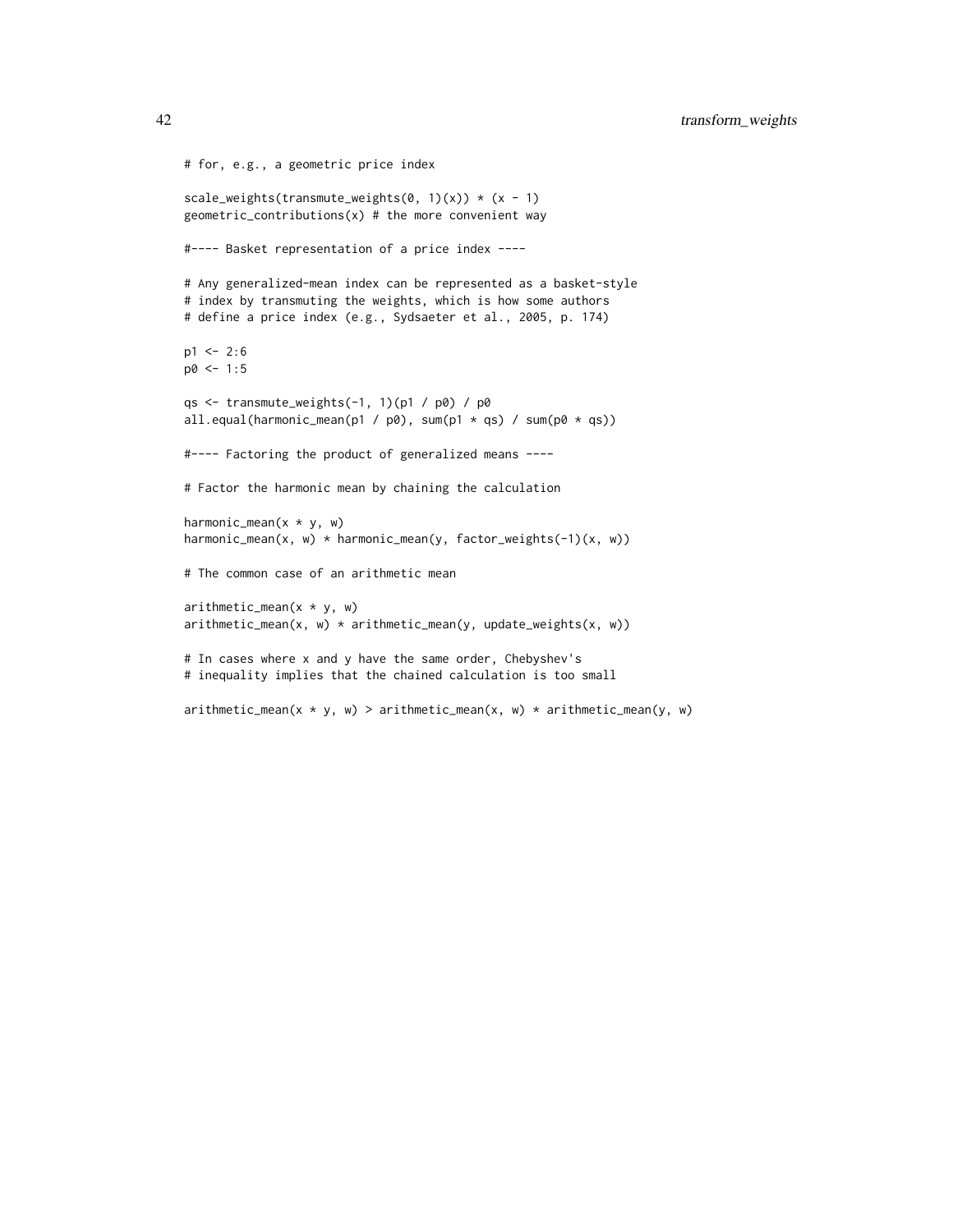```
# for, e.g., a geometric price index

scale_weights(transmute_weights(0, 1)(x)) * (x - 1)
geometric_contributions(x) # the more convenient way

#---- Basket representation of a price index ----

# Any generalized-mean index can be represented as a basket-style
# index by transmuting the weights, which is how some authors
# define a price index (e.g., Sydsaeter et al., 2005, p. 174)

p1 <- 2:6
p0 <- 1:5

qs <- transmute_weights(-1, 1)(p1 / p0) / p0
all.equal(harmonic_mean(p1 / p0), sum(p1 * qs) / sum(p0 * qs))

#---- Factoring the product of generalized means ----

# Factor the harmonic mean by chaining the calculation

harmonic_mean(x * y, w)
harmonic_mean(x, w) * harmonic_mean(y, factor_weights(-1)(x, w))

# The common case of an arithmetic mean

arithmetic_mean(x * y, w)
arithmetic_mean(x, w) * arithmetic_mean(y, update_weights(x, w))

# In cases where x and y have the same order, Chebyshev's
# inequality implies that the chained calculation is too small

arithmetic_mean(x * y, w) > arithmetic_mean(x, w) * arithmetic_mean(y, w)
```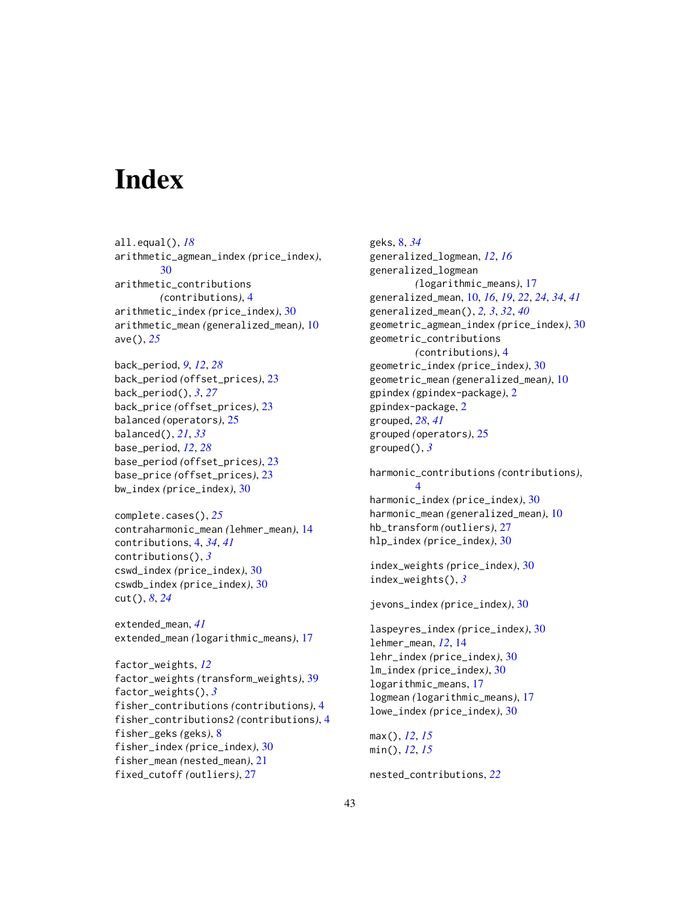# Index

all.equal(), *18*
arithmetic_agmean_index *(price_index)*, 30
arithmetic_contributions *(contributions)*, 4
arithmetic_index *(price_index)*, 30
arithmetic_mean *(generalized_mean)*, 10
ave(), *25*

back_period, *9*, *12*, *28*
back_period *(offset_prices)*, 23
back_period(), *3*, *27*
back_price *(offset_prices)*, 23
balanced *(operators)*, 25
balanced(), *21*, *33*
base_period, *12*, *28*
base_period *(offset_prices)*, 23
base_price *(offset_prices)*, 23
bw_index *(price_index)*, 30

complete.cases(), *25*
contraharmonic_mean *(lehmer_mean)*, 14
contributions, 4, *34*, *41*
contributions(), *3*
cswd_index *(price_index)*, 30
cswdb_index *(price_index)*, 30
cut(), *8*, *24*

extended_mean, *41*
extended_mean *(logarithmic_means)*, 17

factor_weights, *12*
factor_weights *(transform_weights)*, 39
factor_weights(), *3*
fisher_contributions *(contributions)*, 4
fisher_contributions2 *(contributions)*, 4
fisher_geks *(geks)*, 8
fisher_index *(price_index)*, 30
fisher_mean *(nested_mean)*, 21
fixed_cutoff *(outliers)*, 27

geks, 8, *34*
generalized_logmean, *12*, *16*
generalized_logmean *(logarithmic_means)*, 17
generalized_mean, 10, *16*, *19*, *22*, *24*, *34*, *41*
generalized_mean(), *2*, *3*, *32*, *40*
geometric_agmean_index *(price_index)*, 30
geometric_contributions *(contributions)*, 4
geometric_index *(price_index)*, 30
geometric_mean *(generalized_mean)*, 10
gpindex *(gpindex-package)*, 2
gpindex-package, 2
grouped, *28*, *41*
grouped *(operators)*, 25
grouped(), *3*

harmonic_contributions *(contributions)*, 4
harmonic_index *(price_index)*, 30
harmonic_mean *(generalized_mean)*, 10
hb_transform *(outliers)*, 27
hlp_index *(price_index)*, 30

index_weights *(price_index)*, 30
index_weights(), *3*

jevons_index *(price_index)*, 30

laspeyres_index *(price_index)*, 30
lehmer_mean, *12*, 14
lehr_index *(price_index)*, 30
lm_index *(price_index)*, 30
logarithmic_means, 17
logmean *(logarithmic_means)*, 17
lowe_index *(price_index)*, 30

max(), *12*, *15*
min(), *12*, *15*

nested_contributions, *22*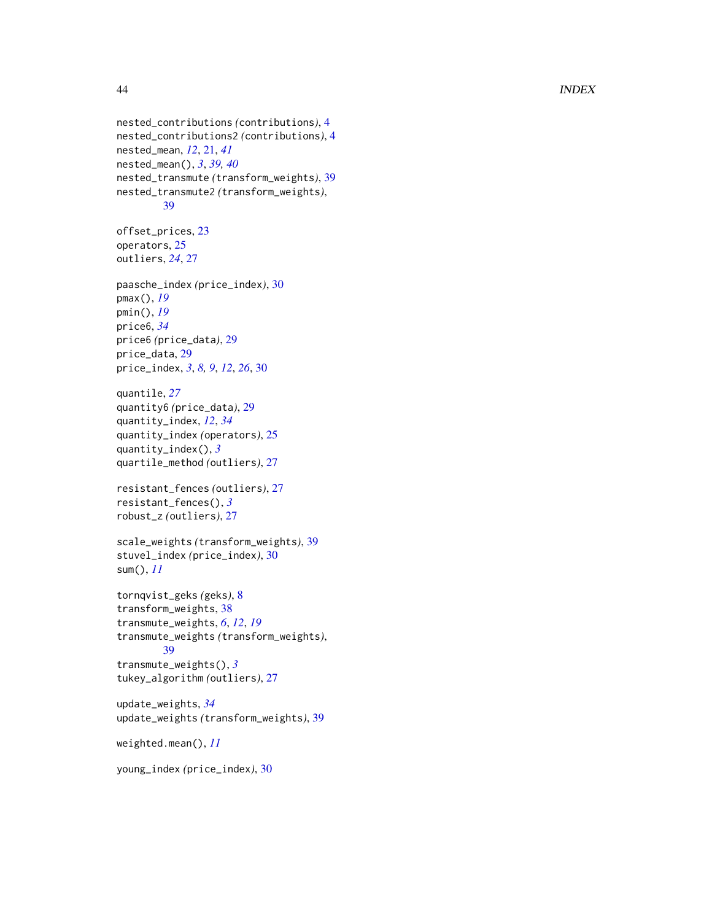nested_contributions *(contributions)*, 4
nested_contributions2 *(contributions)*, 4
nested_mean, *12*, 21, *41*
nested_mean(), *3*, *39, 40*
nested_transmute *(transform_weights)*, 39
nested_transmute2 *(transform_weights)*, 39

offset_prices, 23
operators, 25
outliers, *24*, 27

paasche_index *(price_index)*, 30
pmax(), *19*
pmin(), *19*
price6, *34*
price6 *(price_data)*, 29
price_data, 29
price_index, *3*, *8, 9*, *12*, *26*, 30

quantile, *27*
quantity6 *(price_data)*, 29
quantity_index, *12*, *34*
quantity_index *(operators)*, 25
quantity_index(), *3*
quartile_method *(outliers)*, 27

resistant_fences *(outliers)*, 27
resistant_fences(), *3*
robust_z *(outliers)*, 27

scale_weights *(transform_weights)*, 39
stuvel_index *(price_index)*, 30
sum(), *11*

tornqvist_geks *(geks)*, 8
transform_weights, 38
transmute_weights, *6*, *12*, *19*
transmute_weights *(transform_weights)*, 39
transmute_weights(), *3*
tukey_algorithm *(outliers)*, 27

update_weights, *34*
update_weights *(transform_weights)*, 39

weighted.mean(), *11*

young_index *(price_index)*, 30